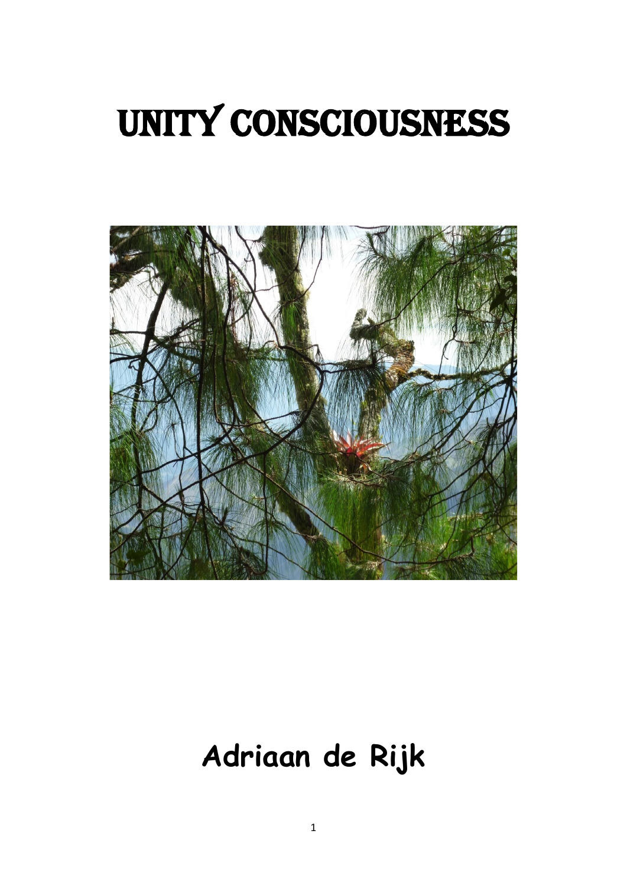# UNITY CONSCIOUSNESS

**Adriaan de Rijk**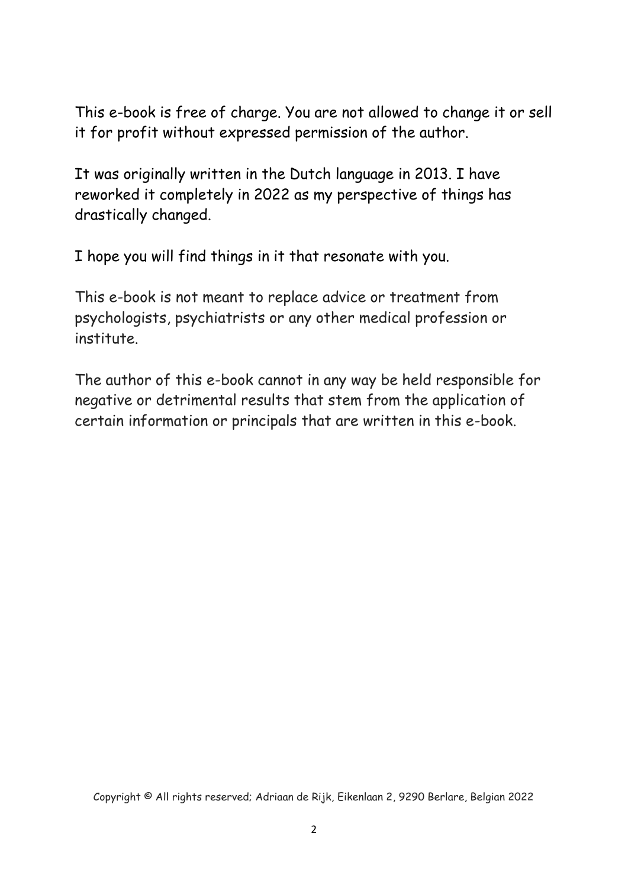This e-book is free of charge. You are not allowed to change it or sell it for profit without expressed permission of the author.

It was originally written in the Dutch language in 2013. I have reworked it completely in 2022 as my perspective of things has drastically changed.

I hope you will find things in it that resonate with you.

This e-book is not meant to replace advice or treatment from psychologists, psychiatrists or any other medical profession or institute.

The author of this e-book cannot in any way be held responsible for negative or detrimental results that stem from the application of certain information or principals that are written in this e-book.

Copyright © All rights reserved; Adriaan de Rijk, Eikenlaan 2, 9290 Berlare, Belgian 2022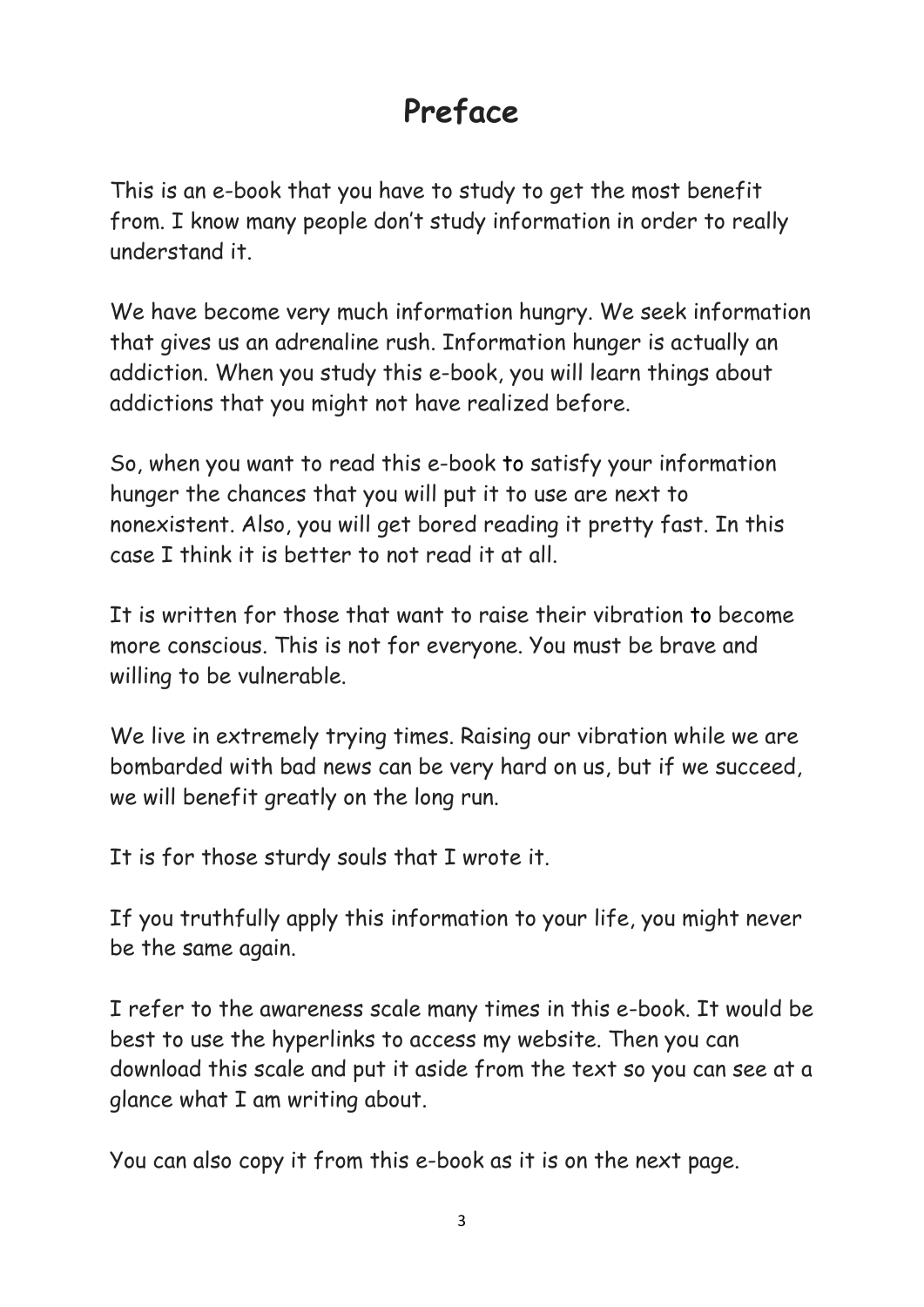# Preface

This is an e-book that you have to study to get the most benefit from. I know many people don't study information in order to really understand it.

We have become very much information hungry. We seek information that gives us an adrenaline rush. Information hunger is actually an addiction. When you study this e-book, you will learn things about addictions that you might not have realized before.

So, when you want to read this e-book to satisfy your information hunger the chances that you will put it to use are next to nonexistent. Also, you will get bored reading it pretty fast. In this case I think it is better to not read it at all.

It is written for those that want to raise their vibration to become more conscious. This is not for everyone. You must be brave and willing to be vulnerable.

We live in extremely trying times. Raising our vibration while we are bombarded with bad news can be very hard on us, but if we succeed, we will benefit greatly on the long run.

It is for those sturdy souls that I wrote it.

If you truthfully apply this information to your life, you might never be the same again.

I refer to the awareness scale many times in this e-book. It would be best to use the hyperlinks to access my website. Then you can download this scale and put it aside from the text so you can see at a glance what I am writing about.

You can also copy it from this e-book as it is on the next page.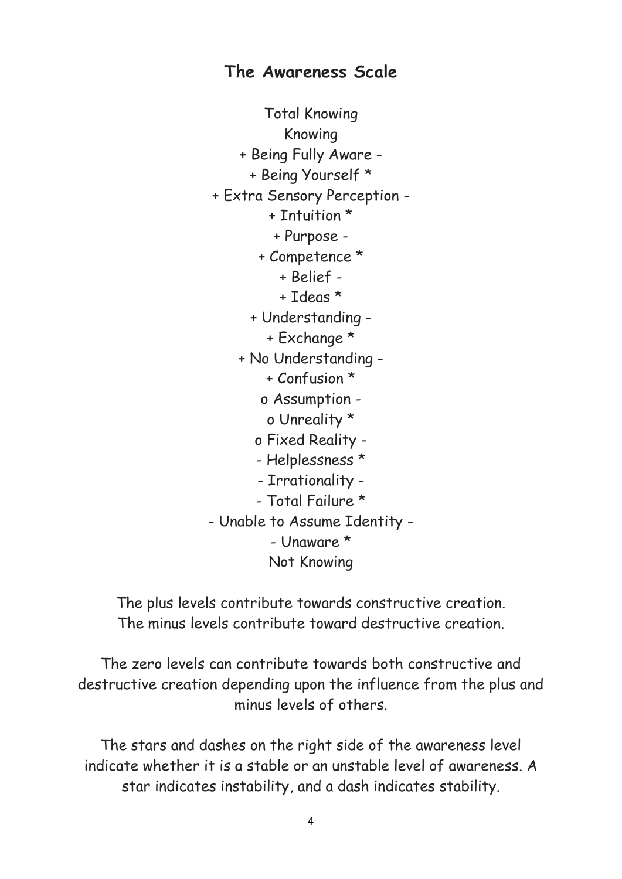## The Awareness Scale

Total Knowing

Knowing

+ Being Fully Aware -

+ Being Yourself *

+ Extra Sensory Perception -

+ Intuition *

+ Purpose -

+ Competence *

+ Belief -

+ Ideas *

+ Understanding -

+ Exchange *

+ No Understanding -

+ Confusion *

o Assumption -

o Unreality *

o Fixed Reality -

- Helplessness *

- Irrationality -

- Total Failure *

- Unable to Assume Identity -

- Unaware *

Not Knowing

The plus levels contribute towards constructive creation.
The minus levels contribute toward destructive creation.

The zero levels can contribute towards both constructive and destructive creation depending upon the influence from the plus and minus levels of others.

The stars and dashes on the right side of the awareness level indicate whether it is a stable or an unstable level of awareness. A star indicates instability, and a dash indicates stability.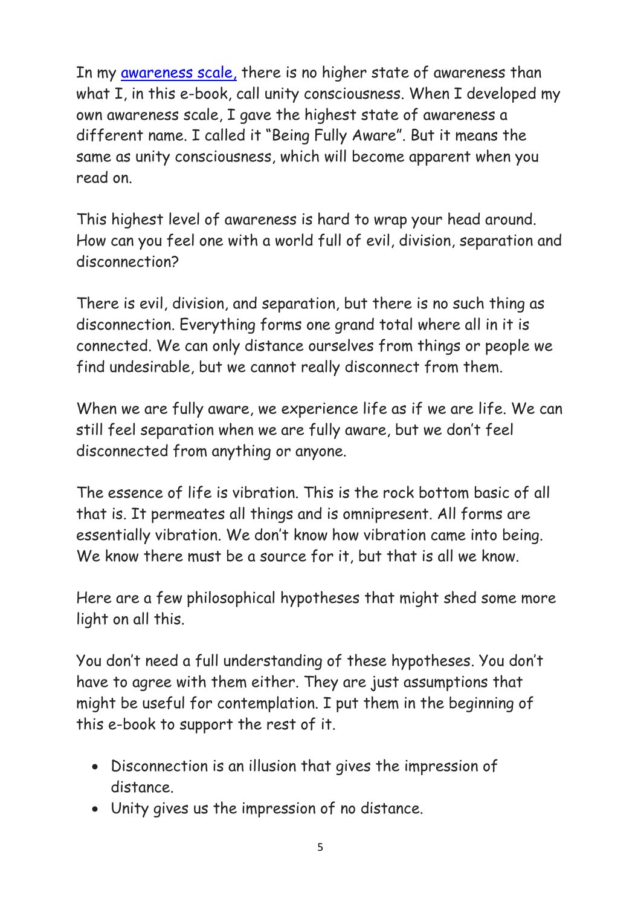In my awareness scale, there is no higher state of awareness than what I, in this e-book, call unity consciousness. When I developed my own awareness scale, I gave the highest state of awareness a different name. I called it "Being Fully Aware". But it means the same as unity consciousness, which will become apparent when you read on.

This highest level of awareness is hard to wrap your head around. How can you feel one with a world full of evil, division, separation and disconnection?

There is evil, division, and separation, but there is no such thing as disconnection. Everything forms one grand total where all in it is connected. We can only distance ourselves from things or people we find undesirable, but we cannot really disconnect from them.

When we are fully aware, we experience life as if we are life. We can still feel separation when we are fully aware, but we don't feel disconnected from anything or anyone.

The essence of life is vibration. This is the rock bottom basic of all that is. It permeates all things and is omnipresent. All forms are essentially vibration. We don't know how vibration came into being. We know there must be a source for it, but that is all we know.

Here are a few philosophical hypotheses that might shed some more light on all this.

You don't need a full understanding of these hypotheses. You don't have to agree with them either. They are just assumptions that might be useful for contemplation. I put them in the beginning of this e-book to support the rest of it.

- Disconnection is an illusion that gives the impression of distance.
- Unity gives us the impression of no distance.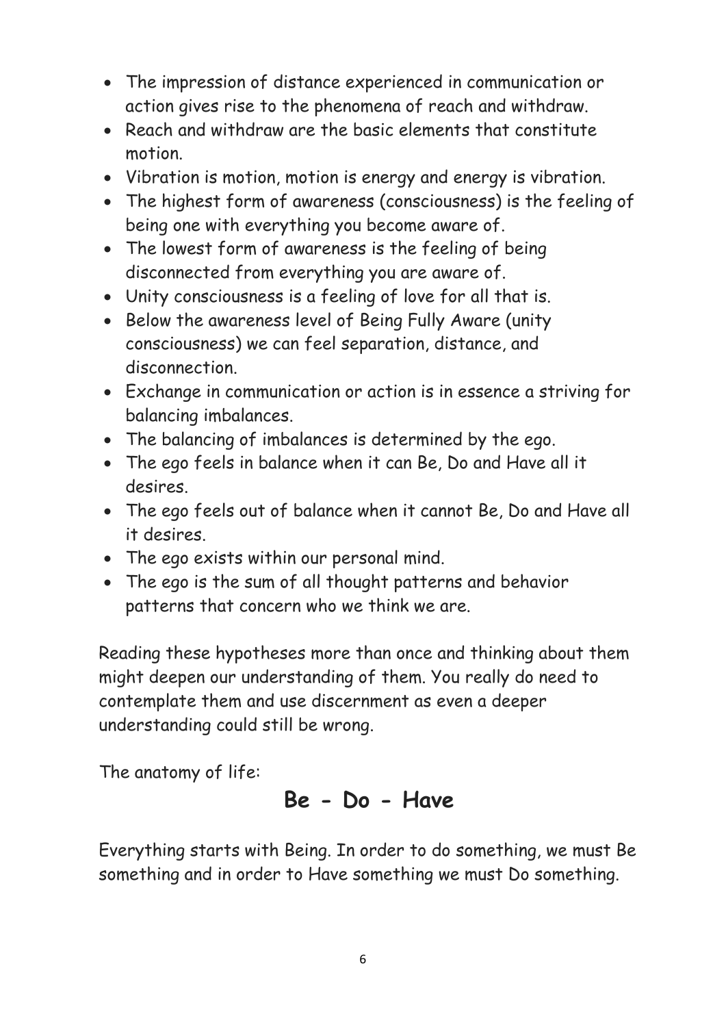- The impression of distance experienced in communication or action gives rise to the phenomena of reach and withdraw.
- Reach and withdraw are the basic elements that constitute motion.
- Vibration is motion, motion is energy and energy is vibration.
- The highest form of awareness (consciousness) is the feeling of being one with everything you become aware of.
- The lowest form of awareness is the feeling of being disconnected from everything you are aware of.
- Unity consciousness is a feeling of love for all that is.
- Below the awareness level of Being Fully Aware (unity consciousness) we can feel separation, distance, and disconnection.
- Exchange in communication or action is in essence a striving for balancing imbalances.
- The balancing of imbalances is determined by the ego.
- The ego feels in balance when it can Be, Do and Have all it desires.
- The ego feels out of balance when it cannot Be, Do and Have all it desires.
- The ego exists within our personal mind.
- The ego is the sum of all thought patterns and behavior patterns that concern who we think we are.

Reading these hypotheses more than once and thinking about them might deepen our understanding of them. You really do need to contemplate them and use discernment as even a deeper understanding could still be wrong.

The anatomy of life:

## Be - Do - Have

Everything starts with Being. In order to do something, we must Be something and in order to Have something we must Do something.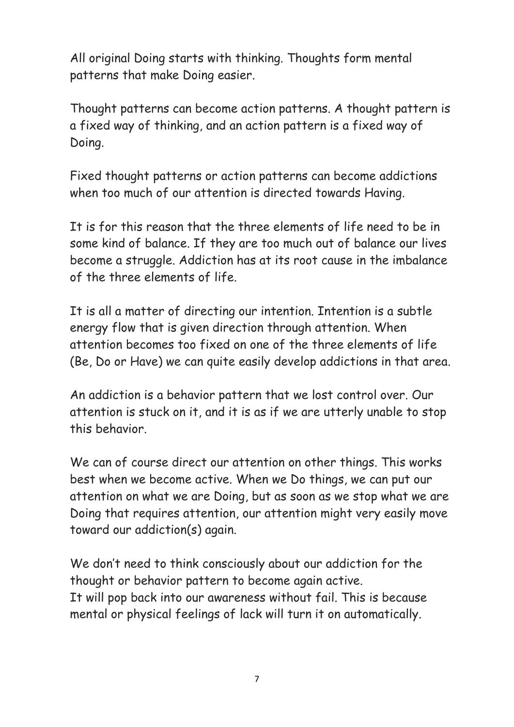All original Doing starts with thinking. Thoughts form mental patterns that make Doing easier.

Thought patterns can become action patterns. A thought pattern is a fixed way of thinking, and an action pattern is a fixed way of Doing.

Fixed thought patterns or action patterns can become addictions when too much of our attention is directed towards Having.

It is for this reason that the three elements of life need to be in some kind of balance. If they are too much out of balance our lives become a struggle. Addiction has at its root cause in the imbalance of the three elements of life.

It is all a matter of directing our intention. Intention is a subtle energy flow that is given direction through attention. When attention becomes too fixed on one of the three elements of life (Be, Do or Have) we can quite easily develop addictions in that area.

An addiction is a behavior pattern that we lost control over. Our attention is stuck on it, and it is as if we are utterly unable to stop this behavior.

We can of course direct our attention on other things. This works best when we become active. When we Do things, we can put our attention on what we are Doing, but as soon as we stop what we are Doing that requires attention, our attention might very easily move toward our addiction(s) again.

We don't need to think consciously about our addiction for the thought or behavior pattern to become again active.
It will pop back into our awareness without fail. This is because mental or physical feelings of lack will turn it on automatically.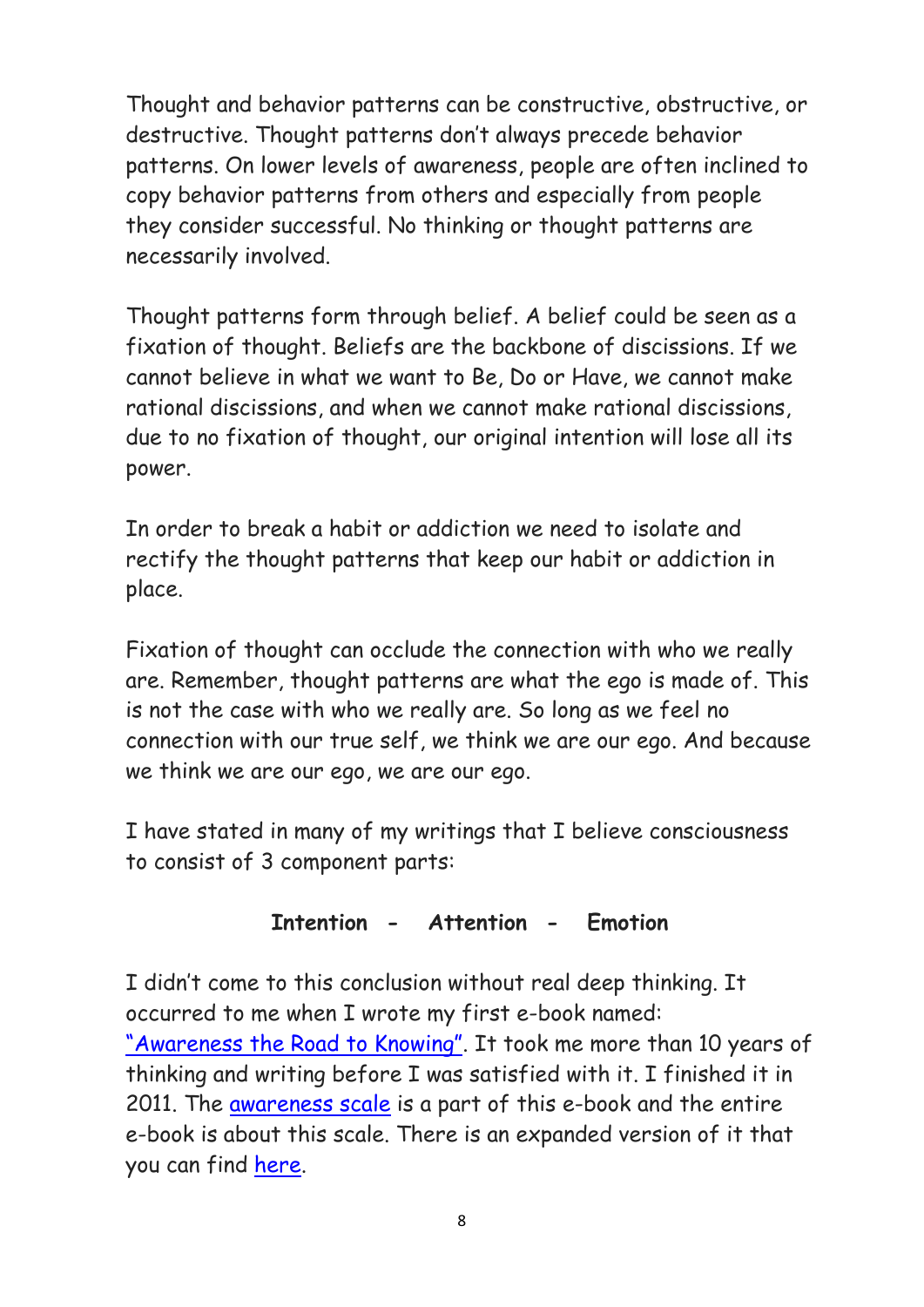Thought and behavior patterns can be constructive, obstructive, or destructive. Thought patterns don't always precede behavior patterns. On lower levels of awareness, people are often inclined to copy behavior patterns from others and especially from people they consider successful. No thinking or thought patterns are necessarily involved.

Thought patterns form through belief. A belief could be seen as a fixation of thought. Beliefs are the backbone of discissions. If we cannot believe in what we want to Be, Do or Have, we cannot make rational discissions, and when we cannot make rational discissions, due to no fixation of thought, our original intention will lose all its power.

In order to break a habit or addiction we need to isolate and rectify the thought patterns that keep our habit or addiction in place.

Fixation of thought can occlude the connection with who we really are. Remember, thought patterns are what the ego is made of. This is not the case with who we really are. So long as we feel no connection with our true self, we think we are our ego. And because we think we are our ego, we are our ego.

I have stated in many of my writings that I believe consciousness to consist of 3 component parts:

**Intention - Attention - Emotion**

I didn't come to this conclusion without real deep thinking. It occurred to me when I wrote my first e-book named: "Awareness the Road to Knowing". It took me more than 10 years of thinking and writing before I was satisfied with it. I finished it in 2011. The awareness scale is a part of this e-book and the entire e-book is about this scale. There is an expanded version of it that you can find here.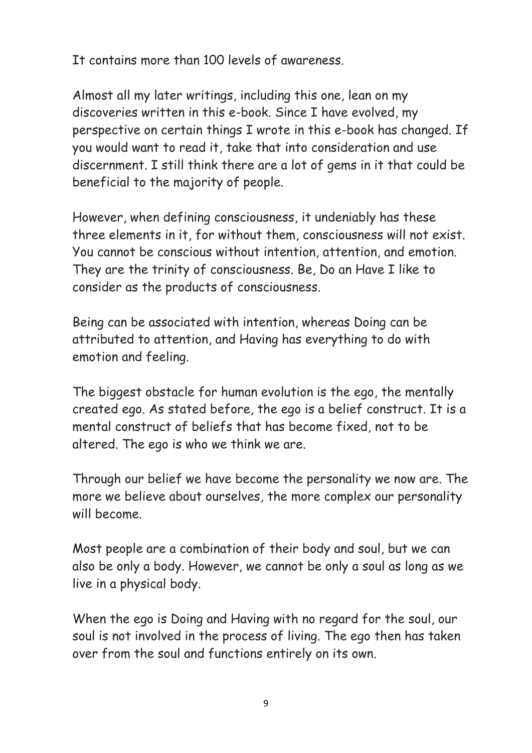It contains more than 100 levels of awareness.

Almost all my later writings, including this one, lean on my discoveries written in this e-book. Since I have evolved, my perspective on certain things I wrote in this e-book has changed. If you would want to read it, take that into consideration and use discernment. I still think there are a lot of gems in it that could be beneficial to the majority of people.

However, when defining consciousness, it undeniably has these three elements in it, for without them, consciousness will not exist. You cannot be conscious without intention, attention, and emotion. They are the trinity of consciousness. Be, Do an Have I like to consider as the products of consciousness.

Being can be associated with intention, whereas Doing can be attributed to attention, and Having has everything to do with emotion and feeling.

The biggest obstacle for human evolution is the ego, the mentally created ego. As stated before, the ego is a belief construct. It is a mental construct of beliefs that has become fixed, not to be altered. The ego is who we think we are.

Through our belief we have become the personality we now are. The more we believe about ourselves, the more complex our personality will become.

Most people are a combination of their body and soul, but we can also be only a body. However, we cannot be only a soul as long as we live in a physical body.

When the ego is Doing and Having with no regard for the soul, our soul is not involved in the process of living. The ego then has taken over from the soul and functions entirely on its own.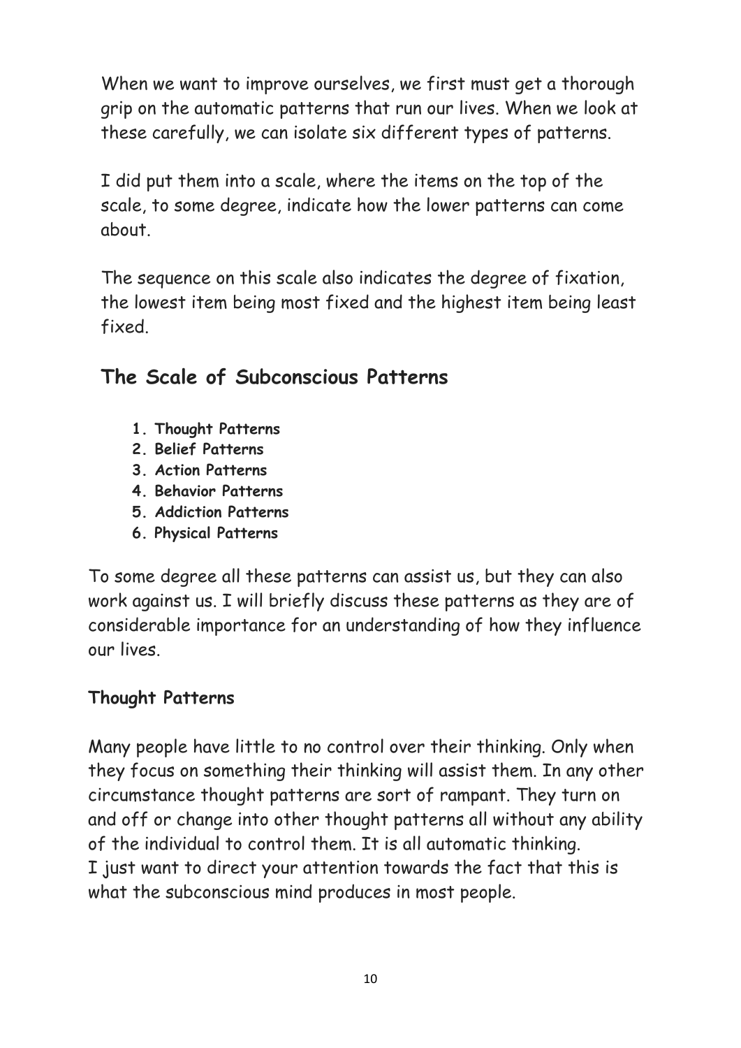When we want to improve ourselves, we first must get a thorough grip on the automatic patterns that run our lives. When we look at these carefully, we can isolate six different types of patterns.

I did put them into a scale, where the items on the top of the scale, to some degree, indicate how the lower patterns can come about.

The sequence on this scale also indicates the degree of fixation, the lowest item being most fixed and the highest item being least fixed.

## The Scale of Subconscious Patterns

1. **Thought Patterns**
2. **Belief Patterns**
3. **Action Patterns**
4. **Behavior Patterns**
5. **Addiction Patterns**
6. **Physical Patterns**

To some degree all these patterns can assist us, but they can also work against us. I will briefly discuss these patterns as they are of considerable importance for an understanding of how they influence our lives.

### Thought Patterns

Many people have little to no control over their thinking. Only when they focus on something their thinking will assist them. In any other circumstance thought patterns are sort of rampant. They turn on and off or change into other thought patterns all without any ability of the individual to control them. It is all automatic thinking.
I just want to direct your attention towards the fact that this is what the subconscious mind produces in most people.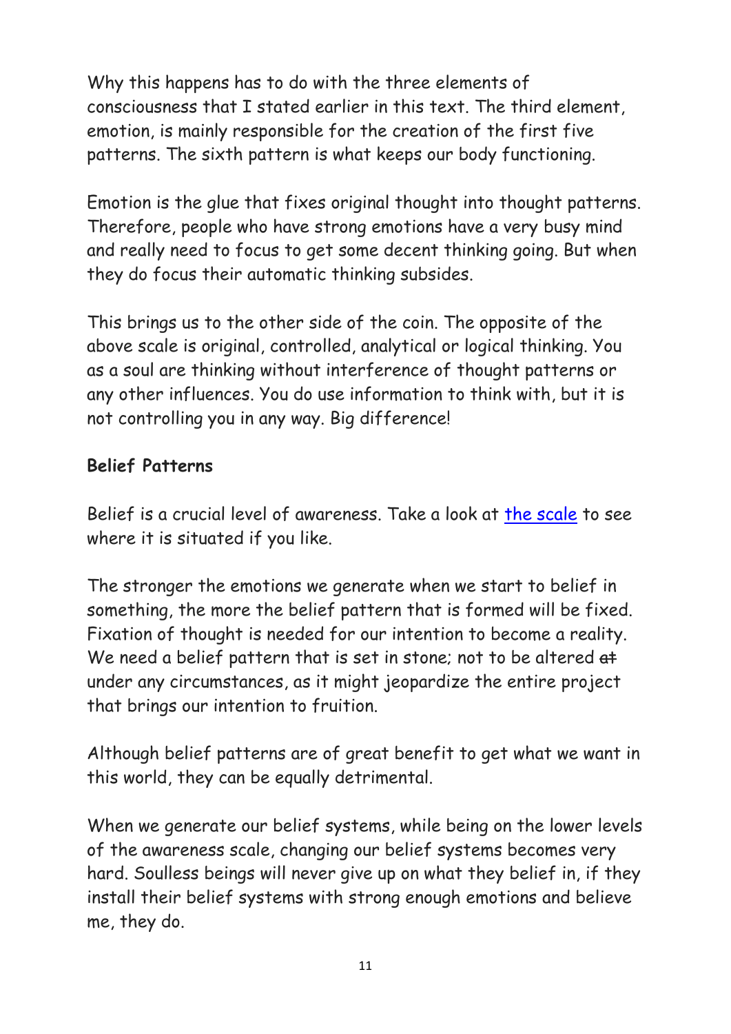Why this happens has to do with the three elements of consciousness that I stated earlier in this text. The third element, emotion, is mainly responsible for the creation of the first five patterns. The sixth pattern is what keeps our body functioning.

Emotion is the glue that fixes original thought into thought patterns. Therefore, people who have strong emotions have a very busy mind and really need to focus to get some decent thinking going. But when they do focus their automatic thinking subsides.

This brings us to the other side of the coin. The opposite of the above scale is original, controlled, analytical or logical thinking. You as a soul are thinking without interference of thought patterns or any other influences. You do use information to think with, but it is not controlling you in any way. Big difference!

**Belief Patterns**

Belief is a crucial level of awareness. Take a look at [the scale] to see where it is situated if you like.

The stronger the emotions we generate when we start to belief in something, the more the belief pattern that is formed will be fixed. Fixation of thought is needed for our intention to become a reality. We need a belief pattern that is set in stone; not to be altered ~~at~~ under any circumstances, as it might jeopardize the entire project that brings our intention to fruition.

Although belief patterns are of great benefit to get what we want in this world, they can be equally detrimental.

When we generate our belief systems, while being on the lower levels of the awareness scale, changing our belief systems becomes very hard. Soulless beings will never give up on what they belief in, if they install their belief systems with strong enough emotions and believe me, they do.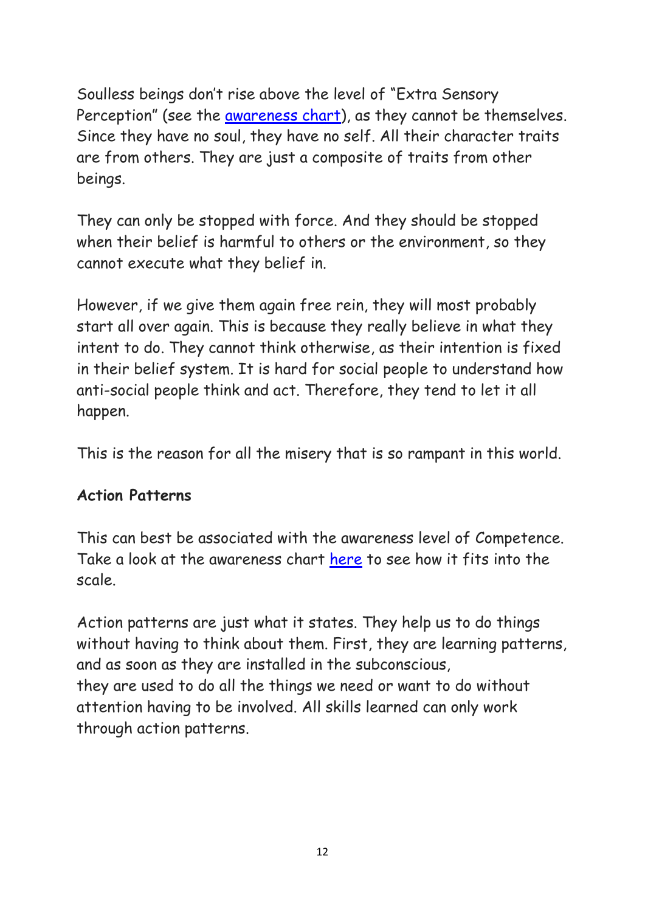Soulless beings don't rise above the level of "Extra Sensory Perception" (see the [awareness chart]), as they cannot be themselves. Since they have no soul, they have no self. All their character traits are from others. They are just a composite of traits from other beings.

They can only be stopped with force. And they should be stopped when their belief is harmful to others or the environment, so they cannot execute what they belief in.

However, if we give them again free rein, they will most probably start all over again. This is because they really believe in what they intent to do. They cannot think otherwise, as their intention is fixed in their belief system. It is hard for social people to understand how anti-social people think and act. Therefore, they tend to let it all happen.

This is the reason for all the misery that is so rampant in this world.

**Action Patterns**

This can best be associated with the awareness level of Competence. Take a look at the awareness chart [here] to see how it fits into the scale.

Action patterns are just what it states. They help us to do things without having to think about them. First, they are learning patterns, and as soon as they are installed in the subconscious,
they are used to do all the things we need or want to do without attention having to be involved. All skills learned can only work through action patterns.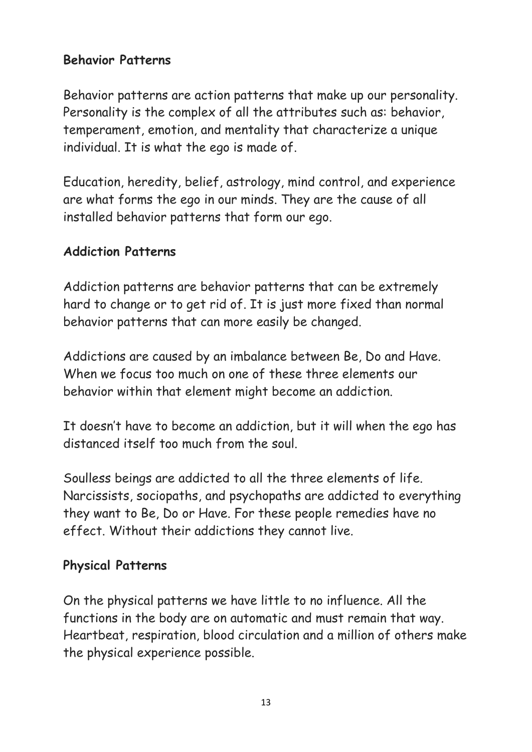**Behavior Patterns**

Behavior patterns are action patterns that make up our personality. Personality is the complex of all the attributes such as: behavior, temperament, emotion, and mentality that characterize a unique individual. It is what the ego is made of.

Education, heredity, belief, astrology, mind control, and experience are what forms the ego in our minds. They are the cause of all installed behavior patterns that form our ego.

**Addiction Patterns**

Addiction patterns are behavior patterns that can be extremely hard to change or to get rid of. It is just more fixed than normal behavior patterns that can more easily be changed.

Addictions are caused by an imbalance between Be, Do and Have. When we focus too much on one of these three elements our behavior within that element might become an addiction.

It doesn't have to become an addiction, but it will when the ego has distanced itself too much from the soul.

Soulless beings are addicted to all the three elements of life. Narcissists, sociopaths, and psychopaths are addicted to everything they want to Be, Do or Have. For these people remedies have no effect. Without their addictions they cannot live.

**Physical Patterns**

On the physical patterns we have little to no influence. All the functions in the body are on automatic and must remain that way. Heartbeat, respiration, blood circulation and a million of others make the physical experience possible.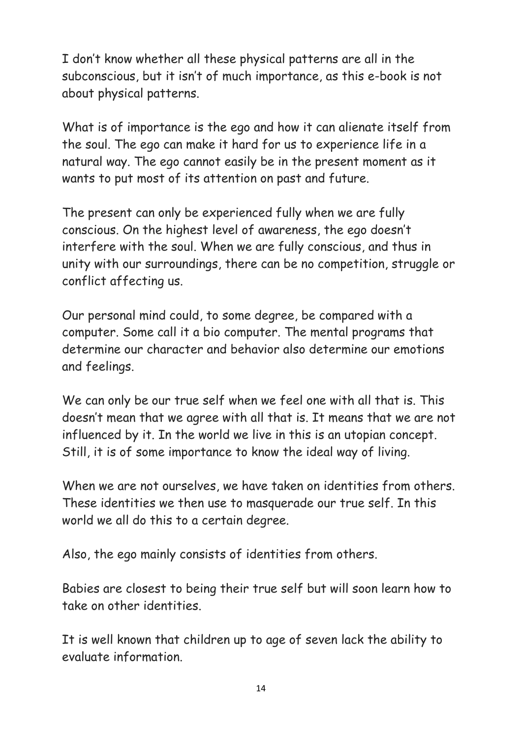I don't know whether all these physical patterns are all in the subconscious, but it isn't of much importance, as this e-book is not about physical patterns.

What is of importance is the ego and how it can alienate itself from the soul. The ego can make it hard for us to experience life in a natural way. The ego cannot easily be in the present moment as it wants to put most of its attention on past and future.

The present can only be experienced fully when we are fully conscious. On the highest level of awareness, the ego doesn't interfere with the soul. When we are fully conscious, and thus in unity with our surroundings, there can be no competition, struggle or conflict affecting us.

Our personal mind could, to some degree, be compared with a computer. Some call it a bio computer. The mental programs that determine our character and behavior also determine our emotions and feelings.

We can only be our true self when we feel one with all that is. This doesn't mean that we agree with all that is. It means that we are not influenced by it. In the world we live in this is an utopian concept. Still, it is of some importance to know the ideal way of living.

When we are not ourselves, we have taken on identities from others. These identities we then use to masquerade our true self. In this world we all do this to a certain degree.

Also, the ego mainly consists of identities from others.

Babies are closest to being their true self but will soon learn how to take on other identities.

It is well known that children up to age of seven lack the ability to evaluate information.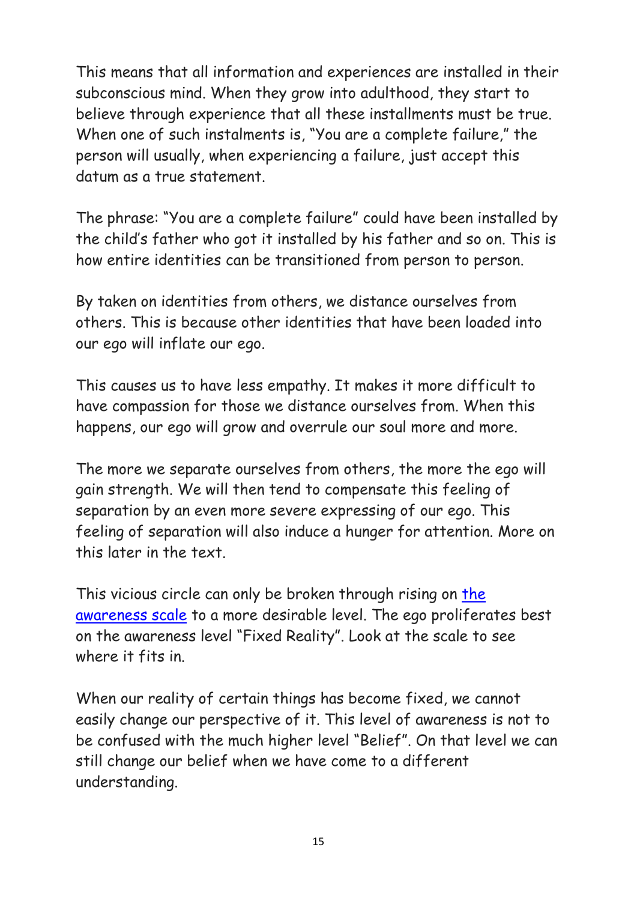This means that all information and experiences are installed in their subconscious mind. When they grow into adulthood, they start to believe through experience that all these installments must be true. When one of such instalments is, "You are a complete failure," the person will usually, when experiencing a failure, just accept this datum as a true statement.

The phrase: "You are a complete failure" could have been installed by the child's father who got it installed by his father and so on. This is how entire identities can be transitioned from person to person.

By taken on identities from others, we distance ourselves from others. This is because other identities that have been loaded into our ego will inflate our ego.

This causes us to have less empathy. It makes it more difficult to have compassion for those we distance ourselves from. When this happens, our ego will grow and overrule our soul more and more.

The more we separate ourselves from others, the more the ego will gain strength. We will then tend to compensate this feeling of separation by an even more severe expressing of our ego. This feeling of separation will also induce a hunger for attention. More on this later in the text.

This vicious circle can only be broken through rising on the awareness scale to a more desirable level. The ego proliferates best on the awareness level "Fixed Reality". Look at the scale to see where it fits in.

When our reality of certain things has become fixed, we cannot easily change our perspective of it. This level of awareness is not to be confused with the much higher level "Belief". On that level we can still change our belief when we have come to a different understanding.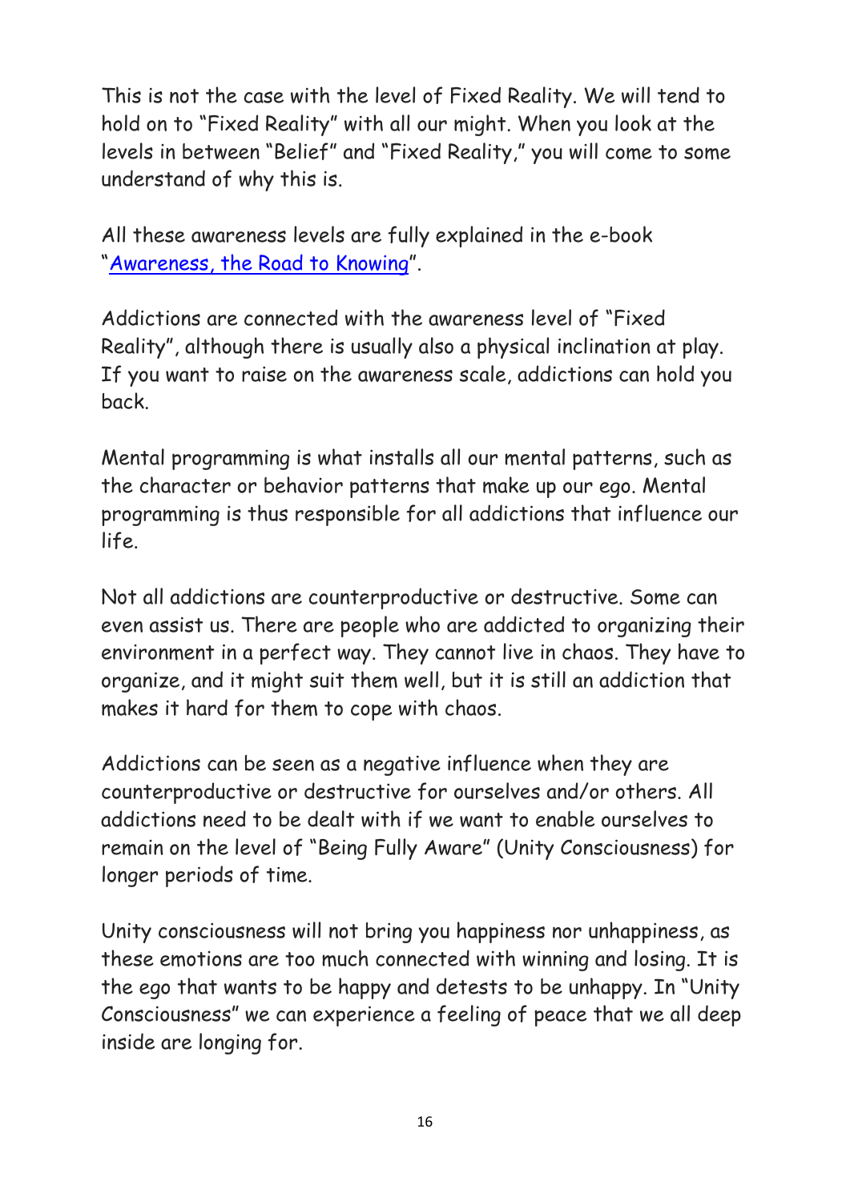This is not the case with the level of Fixed Reality. We will tend to hold on to "Fixed Reality" with all our might. When you look at the levels in between "Belief" and "Fixed Reality," you will come to some understand of why this is.

All these awareness levels are fully explained in the e-book "Awareness, the Road to Knowing".

Addictions are connected with the awareness level of "Fixed Reality", although there is usually also a physical inclination at play. If you want to raise on the awareness scale, addictions can hold you back.

Mental programming is what installs all our mental patterns, such as the character or behavior patterns that make up our ego. Mental programming is thus responsible for all addictions that influence our life.

Not all addictions are counterproductive or destructive. Some can even assist us. There are people who are addicted to organizing their environment in a perfect way. They cannot live in chaos. They have to organize, and it might suit them well, but it is still an addiction that makes it hard for them to cope with chaos.

Addictions can be seen as a negative influence when they are counterproductive or destructive for ourselves and/or others. All addictions need to be dealt with if we want to enable ourselves to remain on the level of "Being Fully Aware" (Unity Consciousness) for longer periods of time.

Unity consciousness will not bring you happiness nor unhappiness, as these emotions are too much connected with winning and losing. It is the ego that wants to be happy and detests to be unhappy. In "Unity Consciousness" we can experience a feeling of peace that we all deep inside are longing for.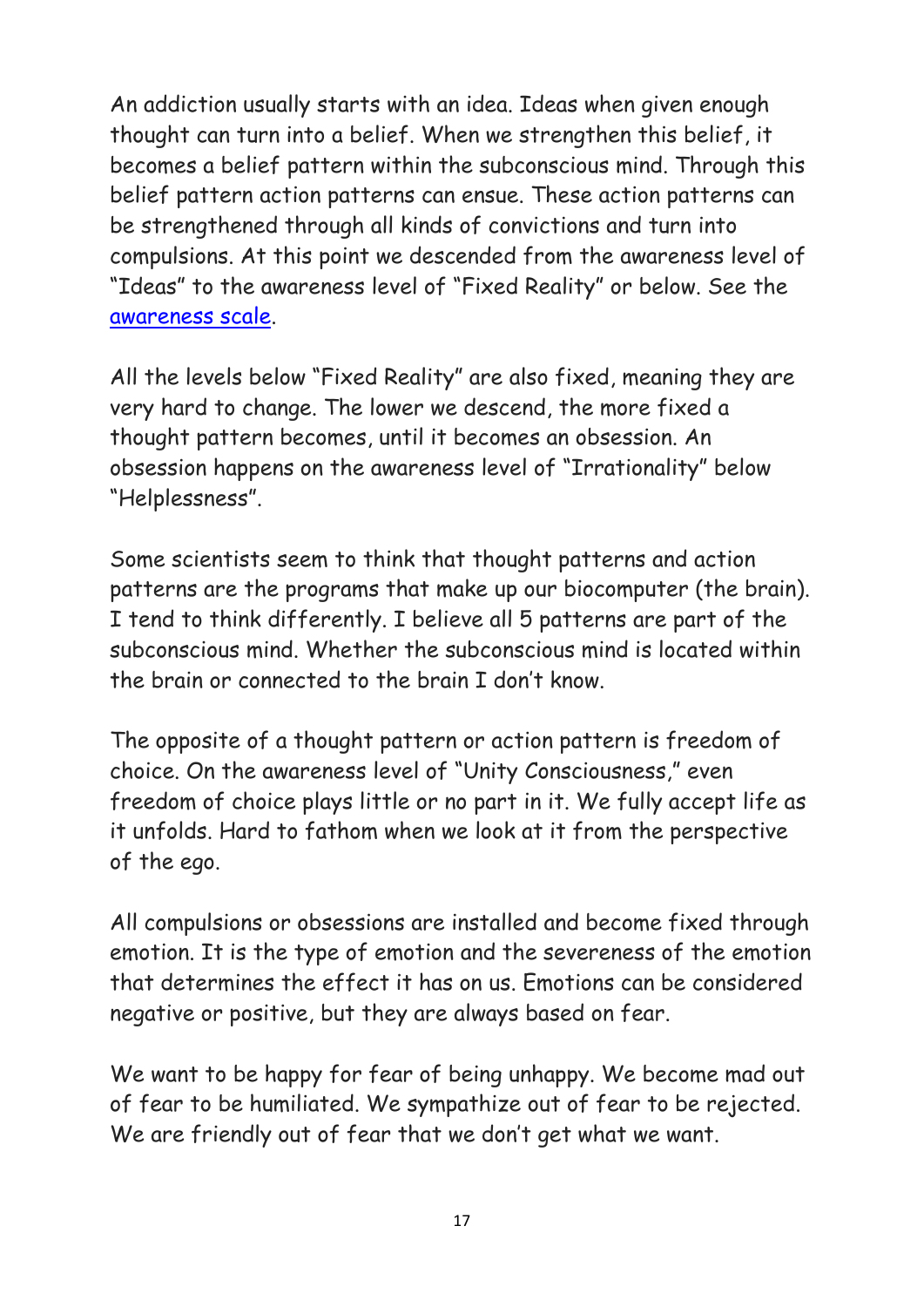An addiction usually starts with an idea. Ideas when given enough thought can turn into a belief. When we strengthen this belief, it becomes a belief pattern within the subconscious mind. Through this belief pattern action patterns can ensue. These action patterns can be strengthened through all kinds of convictions and turn into compulsions. At this point we descended from the awareness level of "Ideas" to the awareness level of "Fixed Reality" or below. See the awareness scale.

All the levels below "Fixed Reality" are also fixed, meaning they are very hard to change. The lower we descend, the more fixed a thought pattern becomes, until it becomes an obsession. An obsession happens on the awareness level of "Irrationality" below "Helplessness".

Some scientists seem to think that thought patterns and action patterns are the programs that make up our biocomputer (the brain). I tend to think differently. I believe all 5 patterns are part of the subconscious mind. Whether the subconscious mind is located within the brain or connected to the brain I don't know.

The opposite of a thought pattern or action pattern is freedom of choice. On the awareness level of "Unity Consciousness," even freedom of choice plays little or no part in it. We fully accept life as it unfolds. Hard to fathom when we look at it from the perspective of the ego.

All compulsions or obsessions are installed and become fixed through emotion. It is the type of emotion and the severeness of the emotion that determines the effect it has on us. Emotions can be considered negative or positive, but they are always based on fear.

We want to be happy for fear of being unhappy. We become mad out of fear to be humiliated. We sympathize out of fear to be rejected. We are friendly out of fear that we don't get what we want.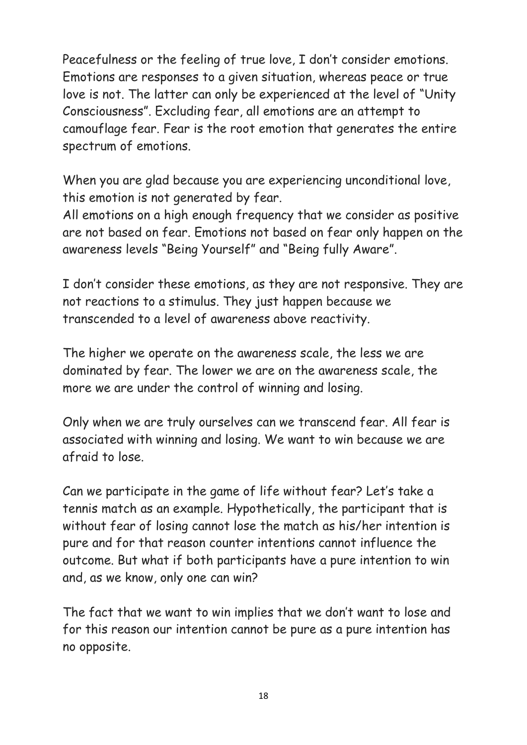Peacefulness or the feeling of true love, I don't consider emotions. Emotions are responses to a given situation, whereas peace or true love is not. The latter can only be experienced at the level of "Unity Consciousness". Excluding fear, all emotions are an attempt to camouflage fear. Fear is the root emotion that generates the entire spectrum of emotions.

When you are glad because you are experiencing unconditional love, this emotion is not generated by fear.
All emotions on a high enough frequency that we consider as positive are not based on fear. Emotions not based on fear only happen on the awareness levels "Being Yourself" and "Being fully Aware".

I don't consider these emotions, as they are not responsive. They are not reactions to a stimulus. They just happen because we transcended to a level of awareness above reactivity.

The higher we operate on the awareness scale, the less we are dominated by fear. The lower we are on the awareness scale, the more we are under the control of winning and losing.

Only when we are truly ourselves can we transcend fear. All fear is associated with winning and losing. We want to win because we are afraid to lose.

Can we participate in the game of life without fear? Let's take a tennis match as an example. Hypothetically, the participant that is without fear of losing cannot lose the match as his/her intention is pure and for that reason counter intentions cannot influence the outcome. But what if both participants have a pure intention to win and, as we know, only one can win?

The fact that we want to win implies that we don't want to lose and for this reason our intention cannot be pure as a pure intention has no opposite.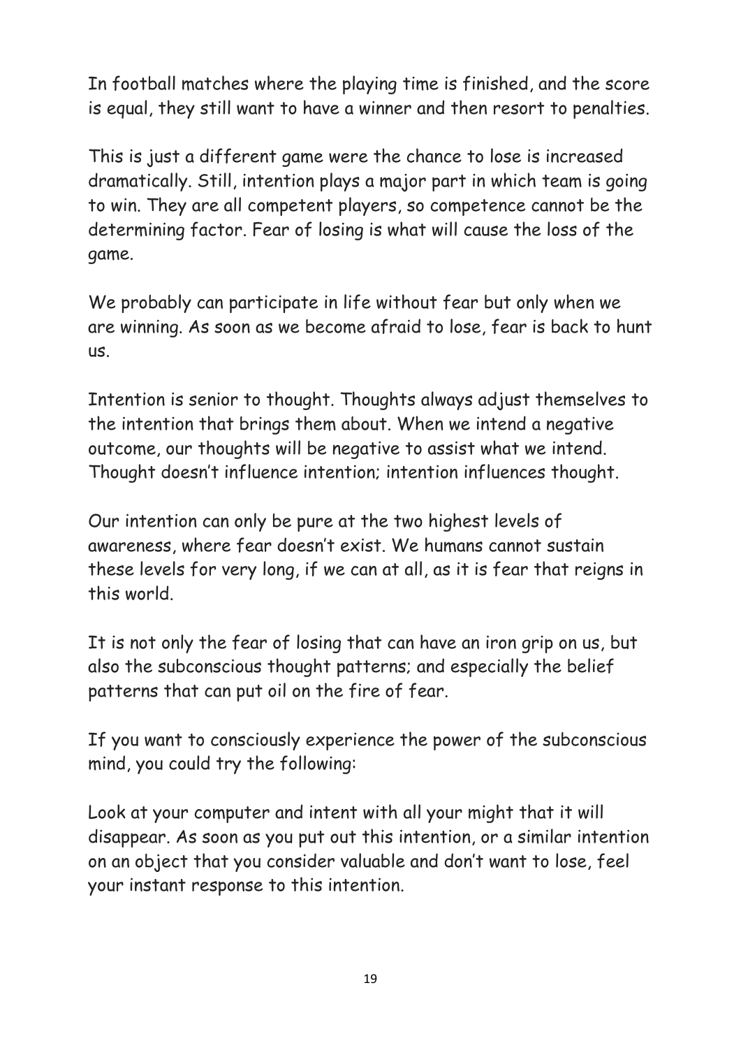In football matches where the playing time is finished, and the score is equal, they still want to have a winner and then resort to penalties.

This is just a different game were the chance to lose is increased dramatically. Still, intention plays a major part in which team is going to win. They are all competent players, so competence cannot be the determining factor. Fear of losing is what will cause the loss of the game.

We probably can participate in life without fear but only when we are winning. As soon as we become afraid to lose, fear is back to hunt us.

Intention is senior to thought. Thoughts always adjust themselves to the intention that brings them about. When we intend a negative outcome, our thoughts will be negative to assist what we intend. Thought doesn't influence intention; intention influences thought.

Our intention can only be pure at the two highest levels of awareness, where fear doesn't exist. We humans cannot sustain these levels for very long, if we can at all, as it is fear that reigns in this world.

It is not only the fear of losing that can have an iron grip on us, but also the subconscious thought patterns; and especially the belief patterns that can put oil on the fire of fear.

If you want to consciously experience the power of the subconscious mind, you could try the following:

Look at your computer and intent with all your might that it will disappear. As soon as you put out this intention, or a similar intention on an object that you consider valuable and don't want to lose, feel your instant response to this intention.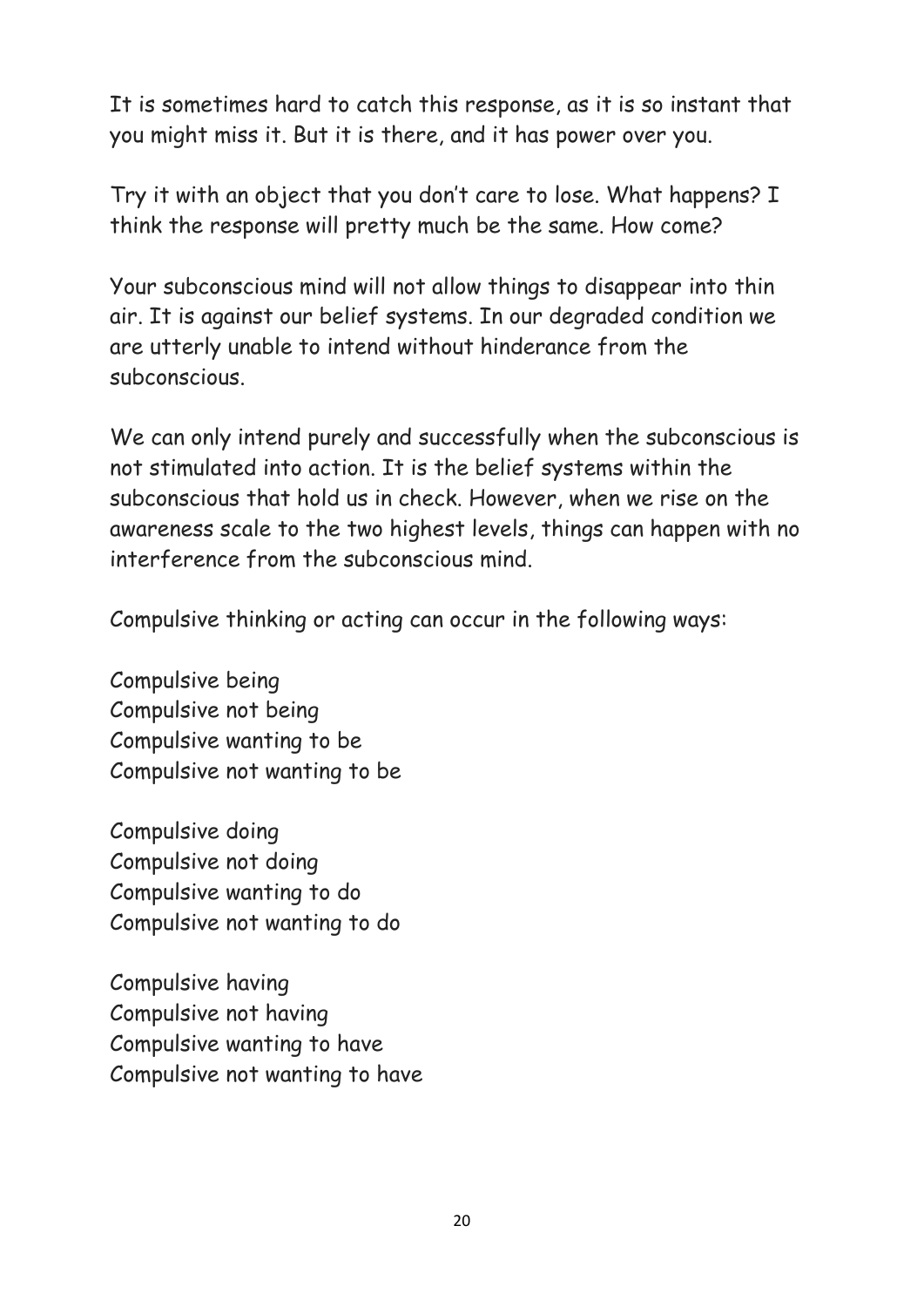It is sometimes hard to catch this response, as it is so instant that you might miss it. But it is there, and it has power over you.

Try it with an object that you don't care to lose. What happens? I think the response will pretty much be the same. How come?

Your subconscious mind will not allow things to disappear into thin air. It is against our belief systems. In our degraded condition we are utterly unable to intend without hinderance from the subconscious.

We can only intend purely and successfully when the subconscious is not stimulated into action. It is the belief systems within the subconscious that hold us in check. However, when we rise on the awareness scale to the two highest levels, things can happen with no interference from the subconscious mind.

Compulsive thinking or acting can occur in the following ways:

Compulsive being
Compulsive not being
Compulsive wanting to be
Compulsive not wanting to be

Compulsive doing
Compulsive not doing
Compulsive wanting to do
Compulsive not wanting to do

Compulsive having
Compulsive not having
Compulsive wanting to have
Compulsive not wanting to have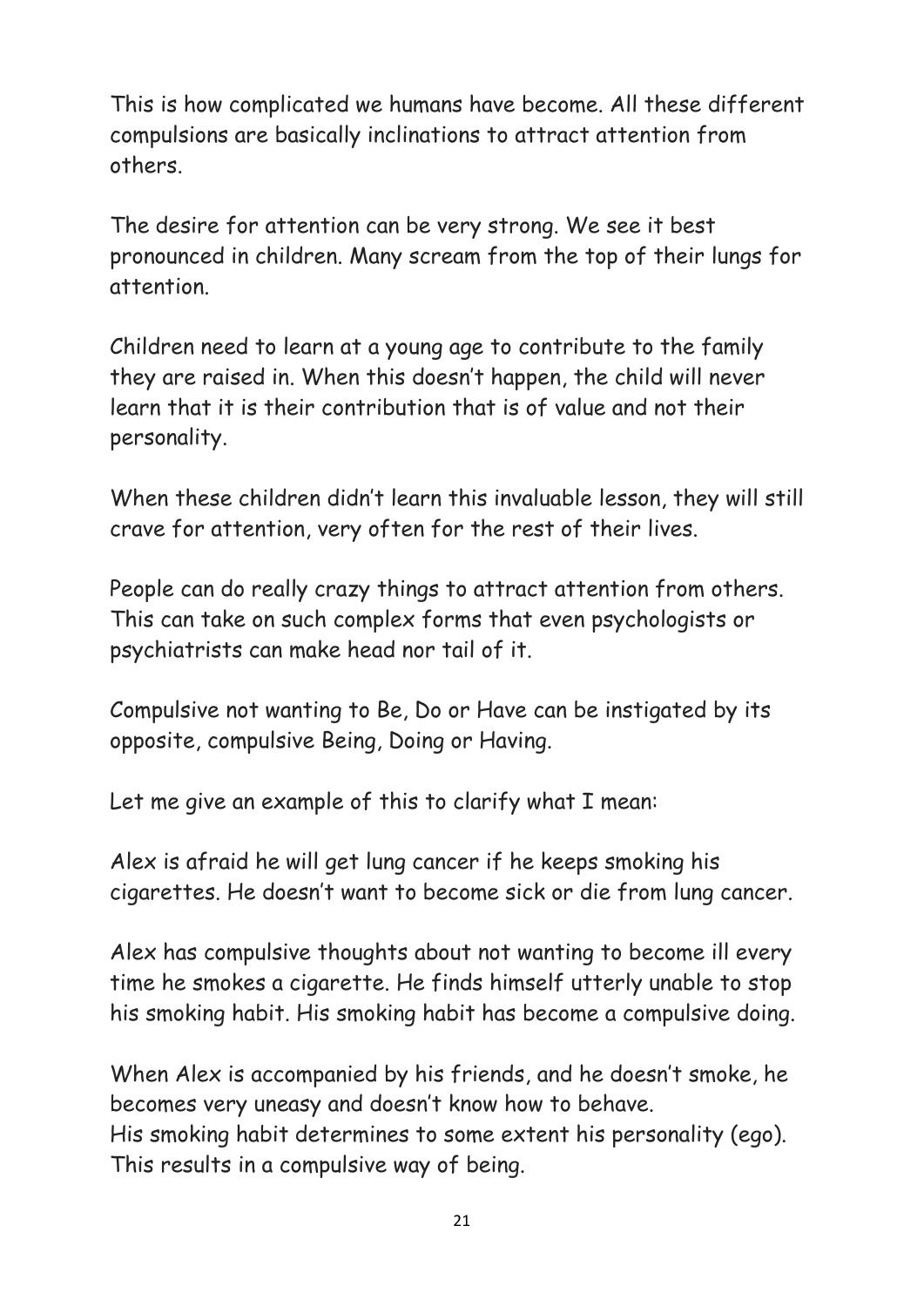This is how complicated we humans have become. All these different compulsions are basically inclinations to attract attention from others.

The desire for attention can be very strong. We see it best pronounced in children. Many scream from the top of their lungs for attention.

Children need to learn at a young age to contribute to the family they are raised in. When this doesn't happen, the child will never learn that it is their contribution that is of value and not their personality.

When these children didn't learn this invaluable lesson, they will still crave for attention, very often for the rest of their lives.

People can do really crazy things to attract attention from others. This can take on such complex forms that even psychologists or psychiatrists can make head nor tail of it.

Compulsive not wanting to Be, Do or Have can be instigated by its opposite, compulsive Being, Doing or Having.

Let me give an example of this to clarify what I mean:

Alex is afraid he will get lung cancer if he keeps smoking his cigarettes. He doesn't want to become sick or die from lung cancer.

Alex has compulsive thoughts about not wanting to become ill every time he smokes a cigarette. He finds himself utterly unable to stop his smoking habit. His smoking habit has become a compulsive doing.

When Alex is accompanied by his friends, and he doesn't smoke, he becomes very uneasy and doesn't know how to behave.
His smoking habit determines to some extent his personality (ego). This results in a compulsive way of being.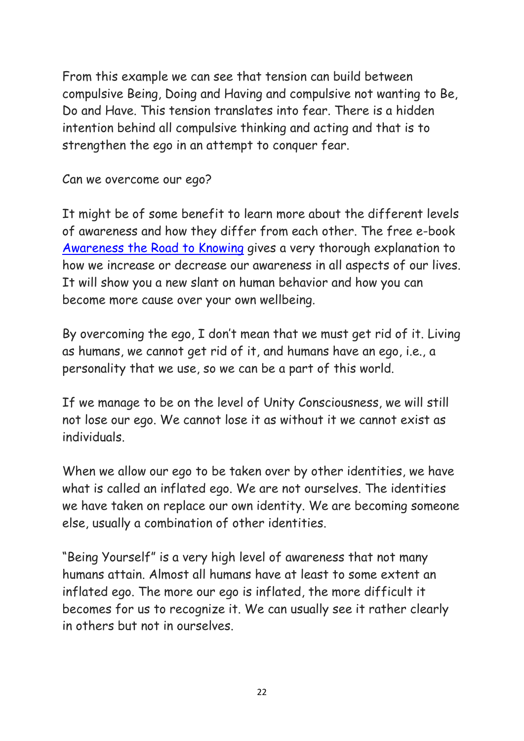From this example we can see that tension can build between compulsive Being, Doing and Having and compulsive not wanting to Be, Do and Have. This tension translates into fear. There is a hidden intention behind all compulsive thinking and acting and that is to strengthen the ego in an attempt to conquer fear.

Can we overcome our ego?

It might be of some benefit to learn more about the different levels of awareness and how they differ from each other. The free e-book [Awareness the Road to Knowing]() gives a very thorough explanation to how we increase or decrease our awareness in all aspects of our lives. It will show you a new slant on human behavior and how you can become more cause over your own wellbeing.

By overcoming the ego, I don't mean that we must get rid of it. Living as humans, we cannot get rid of it, and humans have an ego, i.e., a personality that we use, so we can be a part of this world.

If we manage to be on the level of Unity Consciousness, we will still not lose our ego. We cannot lose it as without it we cannot exist as individuals.

When we allow our ego to be taken over by other identities, we have what is called an inflated ego. We are not ourselves. The identities we have taken on replace our own identity. We are becoming someone else, usually a combination of other identities.

"Being Yourself" is a very high level of awareness that not many humans attain. Almost all humans have at least to some extent an inflated ego. The more our ego is inflated, the more difficult it becomes for us to recognize it. We can usually see it rather clearly in others but not in ourselves.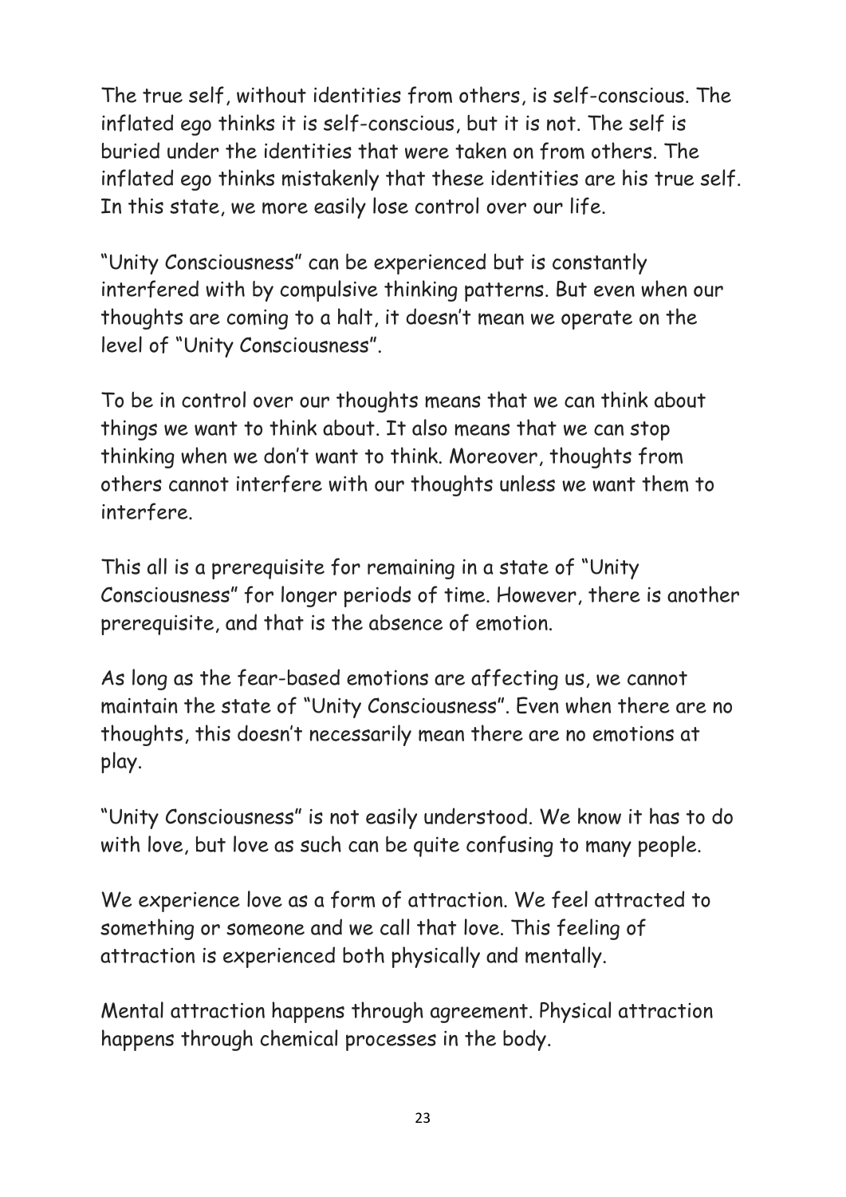The true self, without identities from others, is self-conscious. The inflated ego thinks it is self-conscious, but it is not. The self is buried under the identities that were taken on from others. The inflated ego thinks mistakenly that these identities are his true self. In this state, we more easily lose control over our life.

"Unity Consciousness" can be experienced but is constantly interfered with by compulsive thinking patterns. But even when our thoughts are coming to a halt, it doesn't mean we operate on the level of "Unity Consciousness".

To be in control over our thoughts means that we can think about things we want to think about. It also means that we can stop thinking when we don't want to think. Moreover, thoughts from others cannot interfere with our thoughts unless we want them to interfere.

This all is a prerequisite for remaining in a state of "Unity Consciousness" for longer periods of time. However, there is another prerequisite, and that is the absence of emotion.

As long as the fear-based emotions are affecting us, we cannot maintain the state of "Unity Consciousness". Even when there are no thoughts, this doesn't necessarily mean there are no emotions at play.

"Unity Consciousness" is not easily understood. We know it has to do with love, but love as such can be quite confusing to many people.

We experience love as a form of attraction. We feel attracted to something or someone and we call that love. This feeling of attraction is experienced both physically and mentally.

Mental attraction happens through agreement. Physical attraction happens through chemical processes in the body.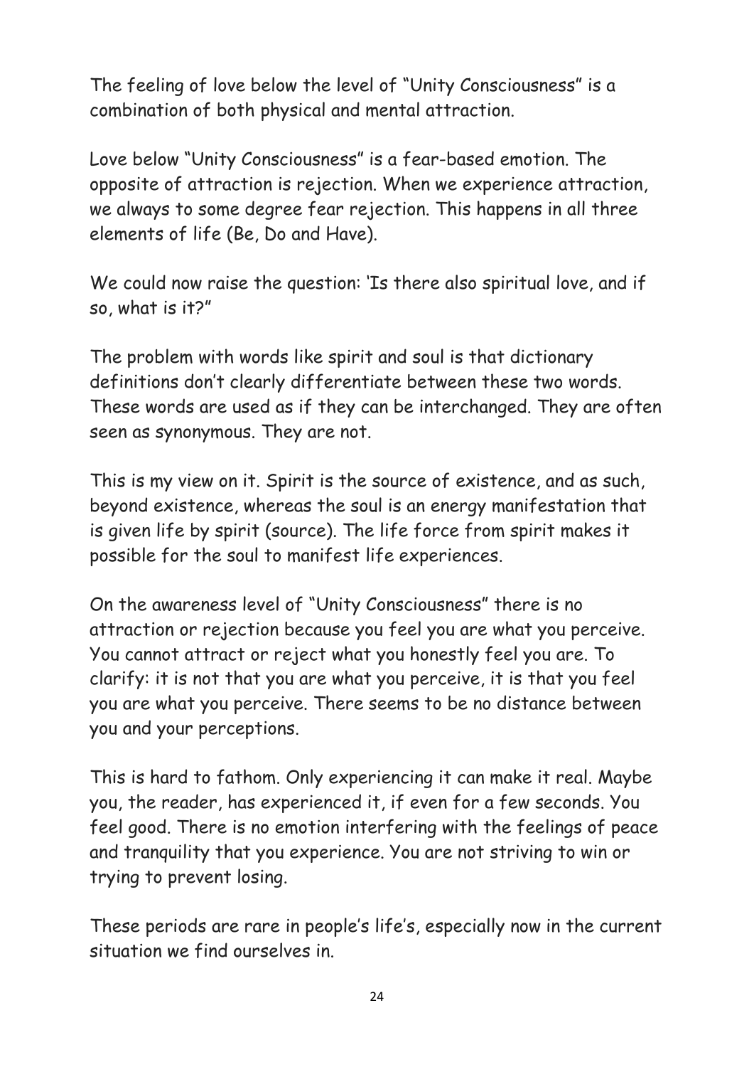The feeling of love below the level of "Unity Consciousness" is a combination of both physical and mental attraction.

Love below "Unity Consciousness" is a fear-based emotion. The opposite of attraction is rejection. When we experience attraction, we always to some degree fear rejection. This happens in all three elements of life (Be, Do and Have).

We could now raise the question: 'Is there also spiritual love, and if so, what is it?"

The problem with words like spirit and soul is that dictionary definitions don't clearly differentiate between these two words. These words are used as if they can be interchanged. They are often seen as synonymous. They are not.

This is my view on it. Spirit is the source of existence, and as such, beyond existence, whereas the soul is an energy manifestation that is given life by spirit (source). The life force from spirit makes it possible for the soul to manifest life experiences.

On the awareness level of "Unity Consciousness" there is no attraction or rejection because you feel you are what you perceive. You cannot attract or reject what you honestly feel you are. To clarify: it is not that you are what you perceive, it is that you feel you are what you perceive. There seems to be no distance between you and your perceptions.

This is hard to fathom. Only experiencing it can make it real. Maybe you, the reader, has experienced it, if even for a few seconds. You feel good. There is no emotion interfering with the feelings of peace and tranquility that you experience. You are not striving to win or trying to prevent losing.

These periods are rare in people's life's, especially now in the current situation we find ourselves in.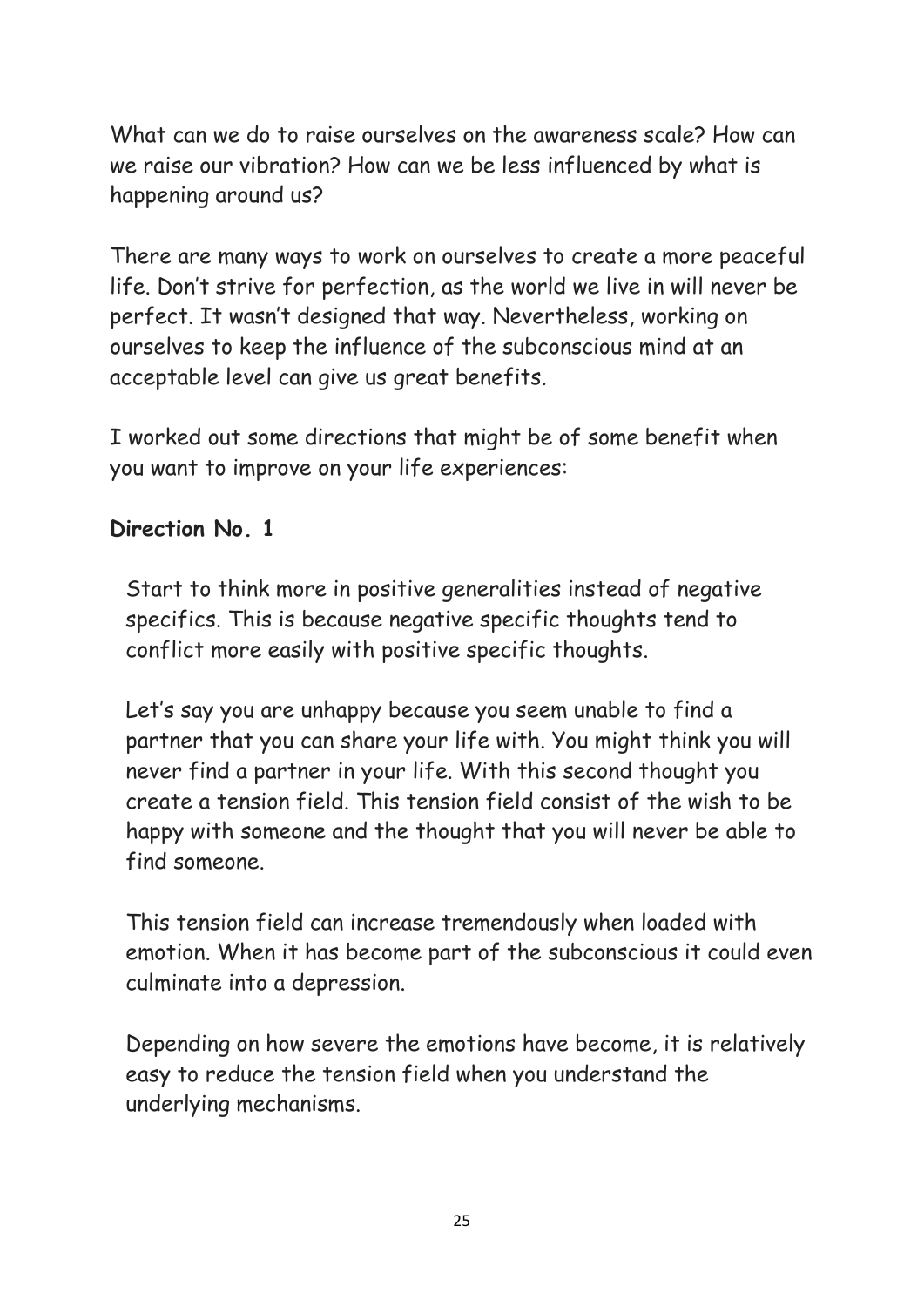What can we do to raise ourselves on the awareness scale? How can we raise our vibration? How can we be less influenced by what is happening around us?

There are many ways to work on ourselves to create a more peaceful life. Don't strive for perfection, as the world we live in will never be perfect. It wasn't designed that way. Nevertheless, working on ourselves to keep the influence of the subconscious mind at an acceptable level can give us great benefits.

I worked out some directions that might be of some benefit when you want to improve on your life experiences:

**Direction No. 1**

Start to think more in positive generalities instead of negative specifics. This is because negative specific thoughts tend to conflict more easily with positive specific thoughts.

Let's say you are unhappy because you seem unable to find a partner that you can share your life with. You might think you will never find a partner in your life. With this second thought you create a tension field. This tension field consist of the wish to be happy with someone and the thought that you will never be able to find someone.

This tension field can increase tremendously when loaded with emotion. When it has become part of the subconscious it could even culminate into a depression.

Depending on how severe the emotions have become, it is relatively easy to reduce the tension field when you understand the underlying mechanisms.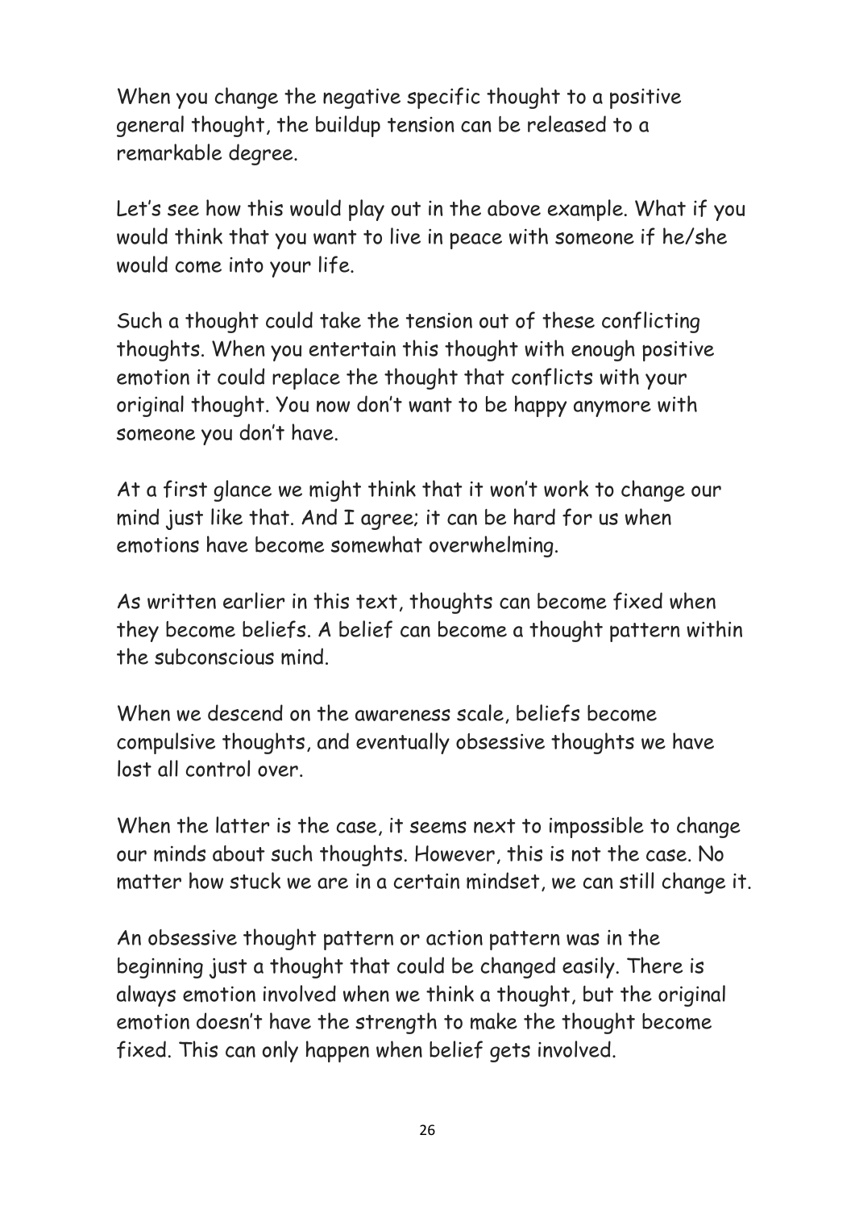When you change the negative specific thought to a positive general thought, the buildup tension can be released to a remarkable degree.

Let's see how this would play out in the above example. What if you would think that you want to live in peace with someone if he/she would come into your life.

Such a thought could take the tension out of these conflicting thoughts. When you entertain this thought with enough positive emotion it could replace the thought that conflicts with your original thought. You now don't want to be happy anymore with someone you don't have.

At a first glance we might think that it won't work to change our mind just like that. And I agree; it can be hard for us when emotions have become somewhat overwhelming.

As written earlier in this text, thoughts can become fixed when they become beliefs. A belief can become a thought pattern within the subconscious mind.

When we descend on the awareness scale, beliefs become compulsive thoughts, and eventually obsessive thoughts we have lost all control over.

When the latter is the case, it seems next to impossible to change our minds about such thoughts. However, this is not the case. No matter how stuck we are in a certain mindset, we can still change it.

An obsessive thought pattern or action pattern was in the beginning just a thought that could be changed easily. There is always emotion involved when we think a thought, but the original emotion doesn't have the strength to make the thought become fixed. This can only happen when belief gets involved.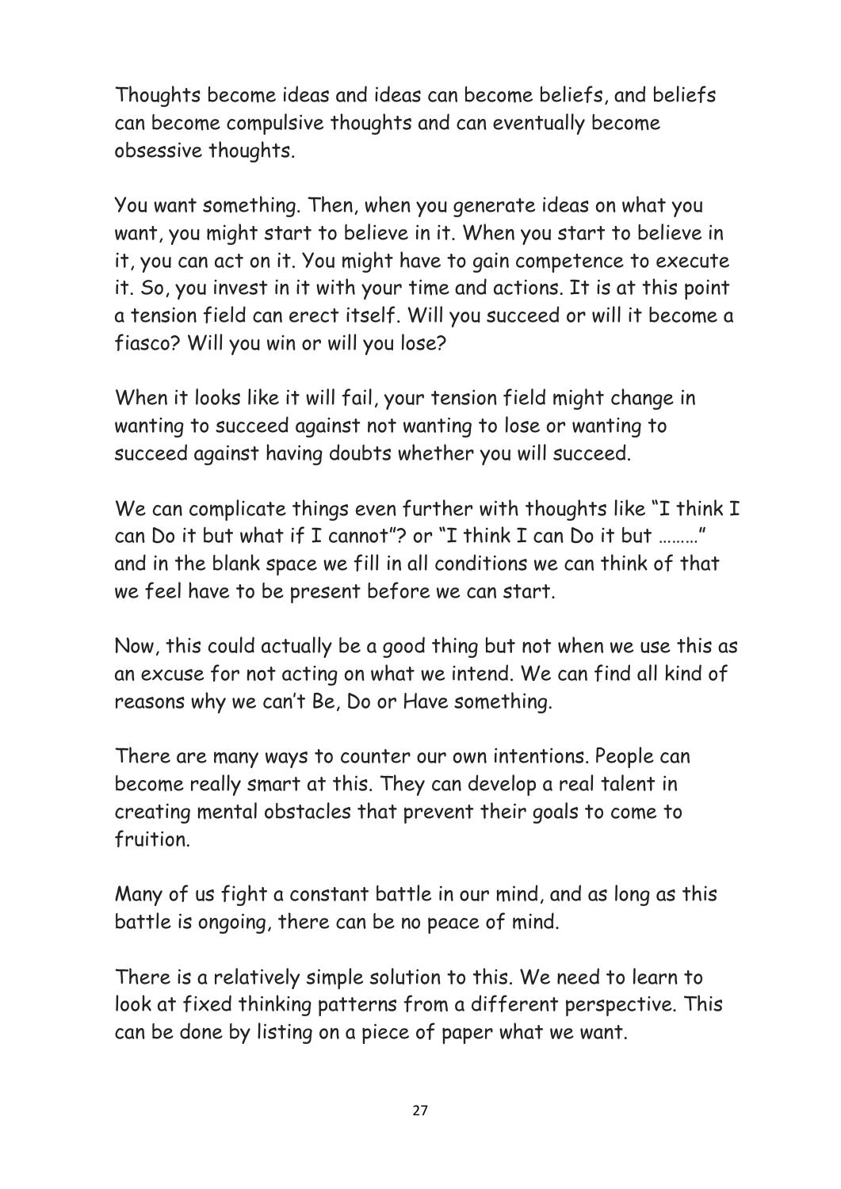Thoughts become ideas and ideas can become beliefs, and beliefs can become compulsive thoughts and can eventually become obsessive thoughts.

You want something. Then, when you generate ideas on what you want, you might start to believe in it. When you start to believe in it, you can act on it. You might have to gain competence to execute it. So, you invest in it with your time and actions. It is at this point a tension field can erect itself. Will you succeed or will it become a fiasco? Will you win or will you lose?

When it looks like it will fail, your tension field might change in wanting to succeed against not wanting to lose or wanting to succeed against having doubts whether you will succeed.

We can complicate things even further with thoughts like "I think I can Do it but what if I cannot"? or "I think I can Do it but ………" and in the blank space we fill in all conditions we can think of that we feel have to be present before we can start.

Now, this could actually be a good thing but not when we use this as an excuse for not acting on what we intend. We can find all kind of reasons why we can't Be, Do or Have something.

There are many ways to counter our own intentions. People can become really smart at this. They can develop a real talent in creating mental obstacles that prevent their goals to come to fruition.

Many of us fight a constant battle in our mind, and as long as this battle is ongoing, there can be no peace of mind.

There is a relatively simple solution to this. We need to learn to look at fixed thinking patterns from a different perspective. This can be done by listing on a piece of paper what we want.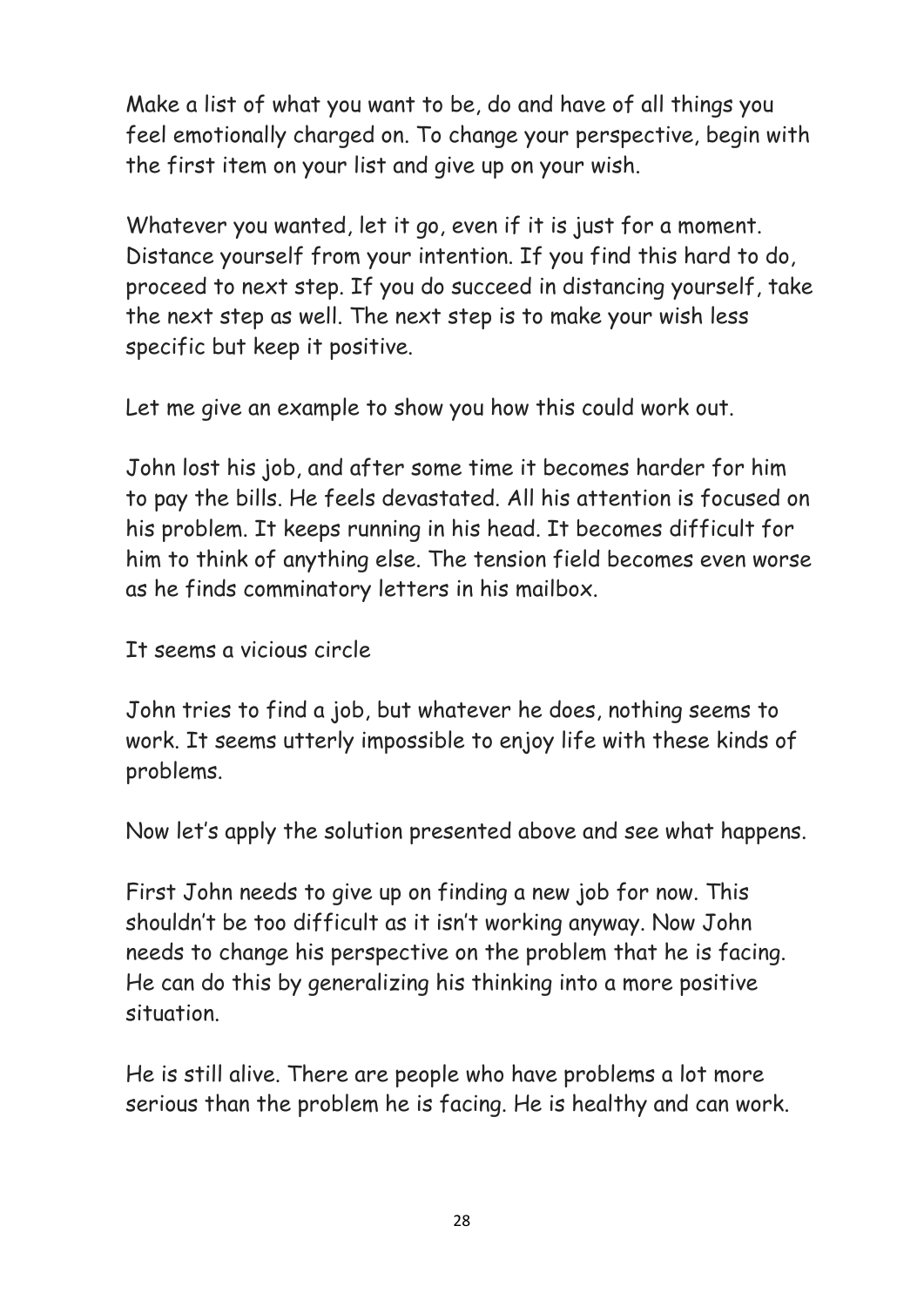Make a list of what you want to be, do and have of all things you feel emotionally charged on. To change your perspective, begin with the first item on your list and give up on your wish.

Whatever you wanted, let it go, even if it is just for a moment. Distance yourself from your intention. If you find this hard to do, proceed to next step. If you do succeed in distancing yourself, take the next step as well. The next step is to make your wish less specific but keep it positive.

Let me give an example to show you how this could work out.

John lost his job, and after some time it becomes harder for him to pay the bills. He feels devastated. All his attention is focused on his problem. It keeps running in his head. It becomes difficult for him to think of anything else. The tension field becomes even worse as he finds comminatory letters in his mailbox.

It seems a vicious circle

John tries to find a job, but whatever he does, nothing seems to work. It seems utterly impossible to enjoy life with these kinds of problems.

Now let's apply the solution presented above and see what happens.

First John needs to give up on finding a new job for now. This shouldn't be too difficult as it isn't working anyway. Now John needs to change his perspective on the problem that he is facing. He can do this by generalizing his thinking into a more positive situation.

He is still alive. There are people who have problems a lot more serious than the problem he is facing. He is healthy and can work.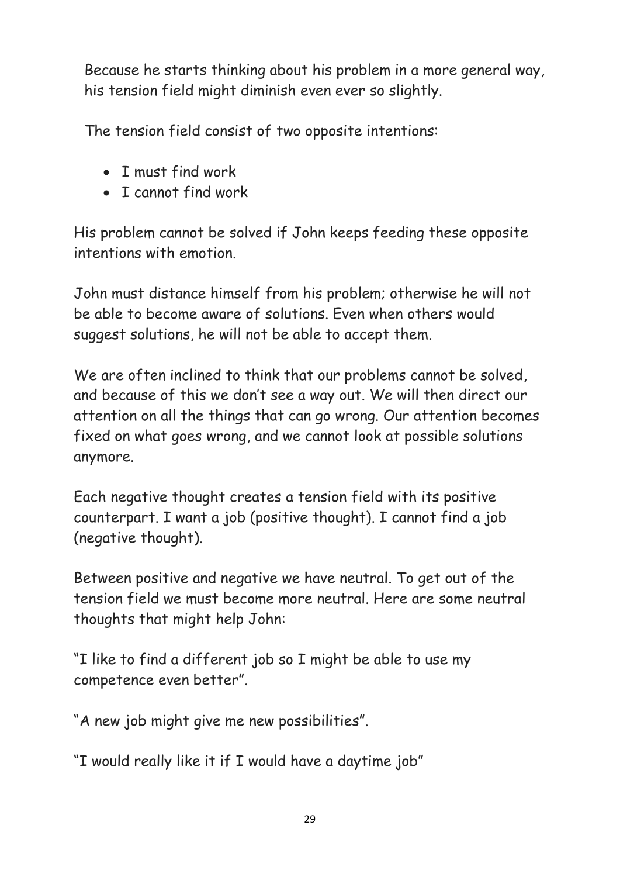Because he starts thinking about his problem in a more general way, his tension field might diminish even ever so slightly.

The tension field consist of two opposite intentions:

- I must find work
- I cannot find work

His problem cannot be solved if John keeps feeding these opposite intentions with emotion.

John must distance himself from his problem; otherwise he will not be able to become aware of solutions. Even when others would suggest solutions, he will not be able to accept them.

We are often inclined to think that our problems cannot be solved, and because of this we don't see a way out. We will then direct our attention on all the things that can go wrong. Our attention becomes fixed on what goes wrong, and we cannot look at possible solutions anymore.

Each negative thought creates a tension field with its positive counterpart. I want a job (positive thought). I cannot find a job (negative thought).

Between positive and negative we have neutral. To get out of the tension field we must become more neutral. Here are some neutral thoughts that might help John:

"I like to find a different job so I might be able to use my competence even better".

"A new job might give me new possibilities".

"I would really like it if I would have a daytime job"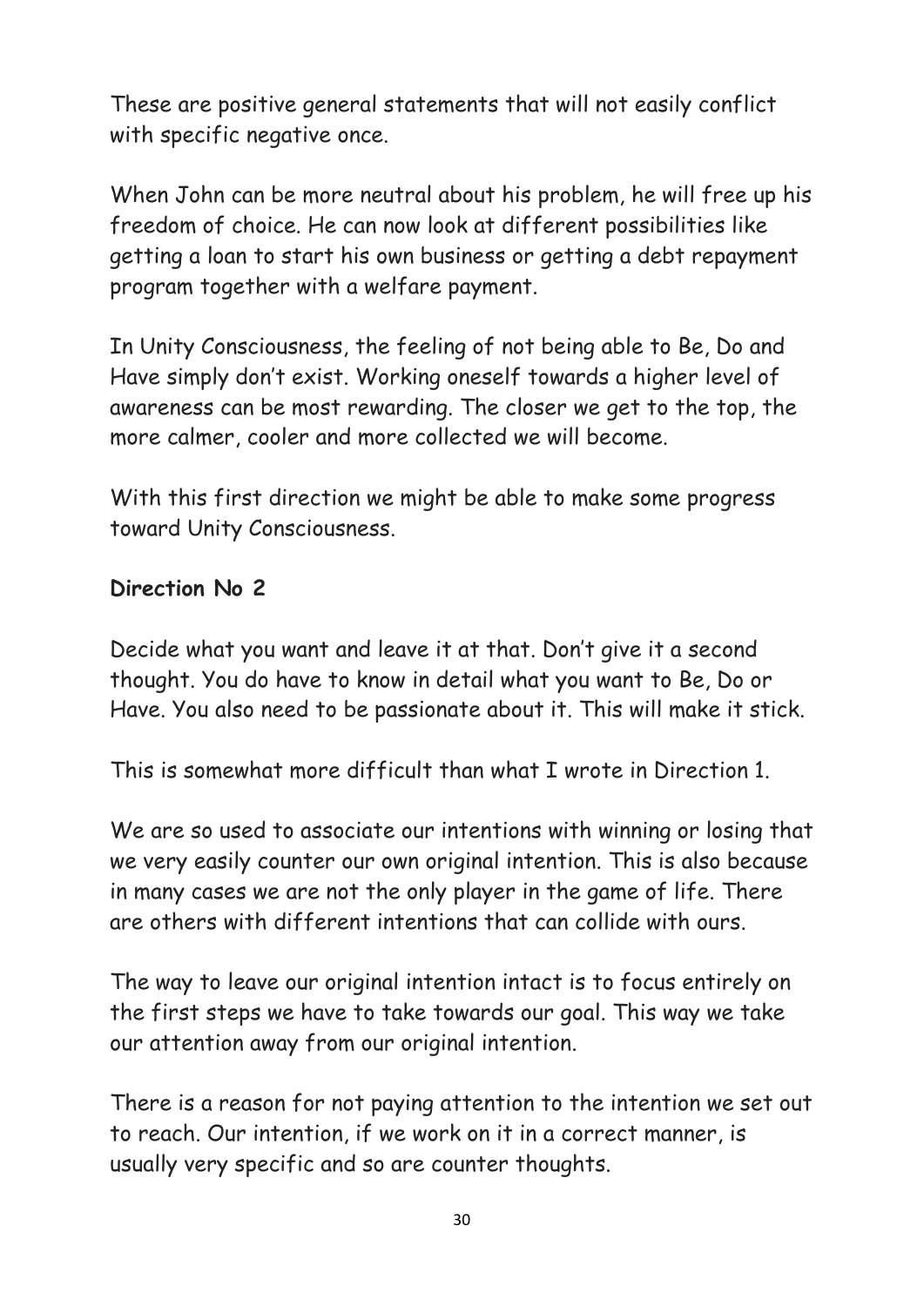These are positive general statements that will not easily conflict with specific negative once.

When John can be more neutral about his problem, he will free up his freedom of choice. He can now look at different possibilities like getting a loan to start his own business or getting a debt repayment program together with a welfare payment.

In Unity Consciousness, the feeling of not being able to Be, Do and Have simply don't exist. Working oneself towards a higher level of awareness can be most rewarding. The closer we get to the top, the more calmer, cooler and more collected we will become.

With this first direction we might be able to make some progress toward Unity Consciousness.

**Direction No 2**

Decide what you want and leave it at that. Don't give it a second thought. You do have to know in detail what you want to Be, Do or Have. You also need to be passionate about it. This will make it stick.

This is somewhat more difficult than what I wrote in Direction 1.

We are so used to associate our intentions with winning or losing that we very easily counter our own original intention. This is also because in many cases we are not the only player in the game of life. There are others with different intentions that can collide with ours.

The way to leave our original intention intact is to focus entirely on the first steps we have to take towards our goal. This way we take our attention away from our original intention.

There is a reason for not paying attention to the intention we set out to reach. Our intention, if we work on it in a correct manner, is usually very specific and so are counter thoughts.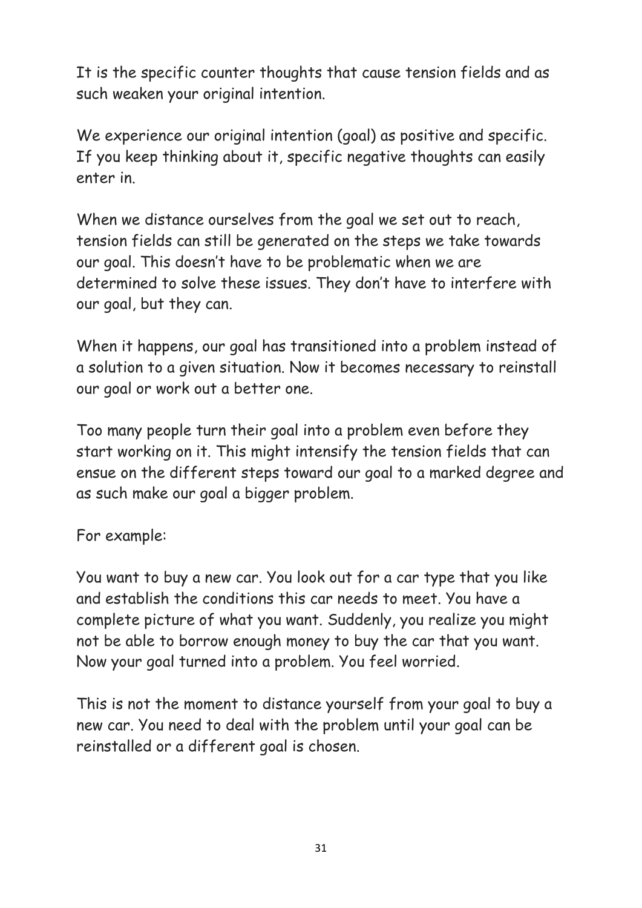It is the specific counter thoughts that cause tension fields and as such weaken your original intention.

We experience our original intention (goal) as positive and specific. If you keep thinking about it, specific negative thoughts can easily enter in.

When we distance ourselves from the goal we set out to reach, tension fields can still be generated on the steps we take towards our goal. This doesn't have to be problematic when we are determined to solve these issues. They don't have to interfere with our goal, but they can.

When it happens, our goal has transitioned into a problem instead of a solution to a given situation. Now it becomes necessary to reinstall our goal or work out a better one.

Too many people turn their goal into a problem even before they start working on it. This might intensify the tension fields that can ensue on the different steps toward our goal to a marked degree and as such make our goal a bigger problem.

For example:

You want to buy a new car. You look out for a car type that you like and establish the conditions this car needs to meet. You have a complete picture of what you want. Suddenly, you realize you might not be able to borrow enough money to buy the car that you want. Now your goal turned into a problem. You feel worried.

This is not the moment to distance yourself from your goal to buy a new car. You need to deal with the problem until your goal can be reinstalled or a different goal is chosen.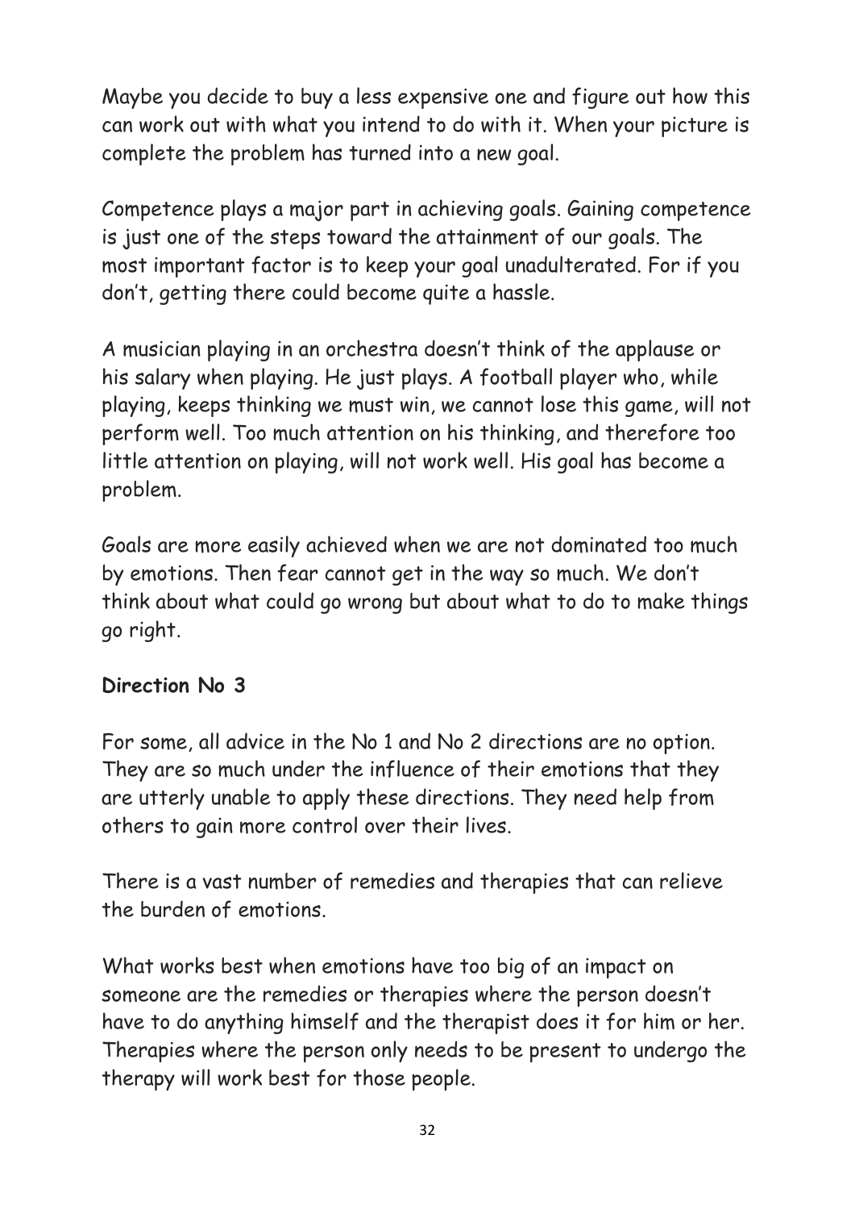Maybe you decide to buy a less expensive one and figure out how this can work out with what you intend to do with it. When your picture is complete the problem has turned into a new goal.

Competence plays a major part in achieving goals. Gaining competence is just one of the steps toward the attainment of our goals. The most important factor is to keep your goal unadulterated. For if you don't, getting there could become quite a hassle.

A musician playing in an orchestra doesn't think of the applause or his salary when playing. He just plays. A football player who, while playing, keeps thinking we must win, we cannot lose this game, will not perform well. Too much attention on his thinking, and therefore too little attention on playing, will not work well. His goal has become a problem.

Goals are more easily achieved when we are not dominated too much by emotions. Then fear cannot get in the way so much. We don't think about what could go wrong but about what to do to make things go right.

**Direction No 3**

For some, all advice in the No 1 and No 2 directions are no option. They are so much under the influence of their emotions that they are utterly unable to apply these directions. They need help from others to gain more control over their lives.

There is a vast number of remedies and therapies that can relieve the burden of emotions.

What works best when emotions have too big of an impact on someone are the remedies or therapies where the person doesn't have to do anything himself and the therapist does it for him or her. Therapies where the person only needs to be present to undergo the therapy will work best for those people.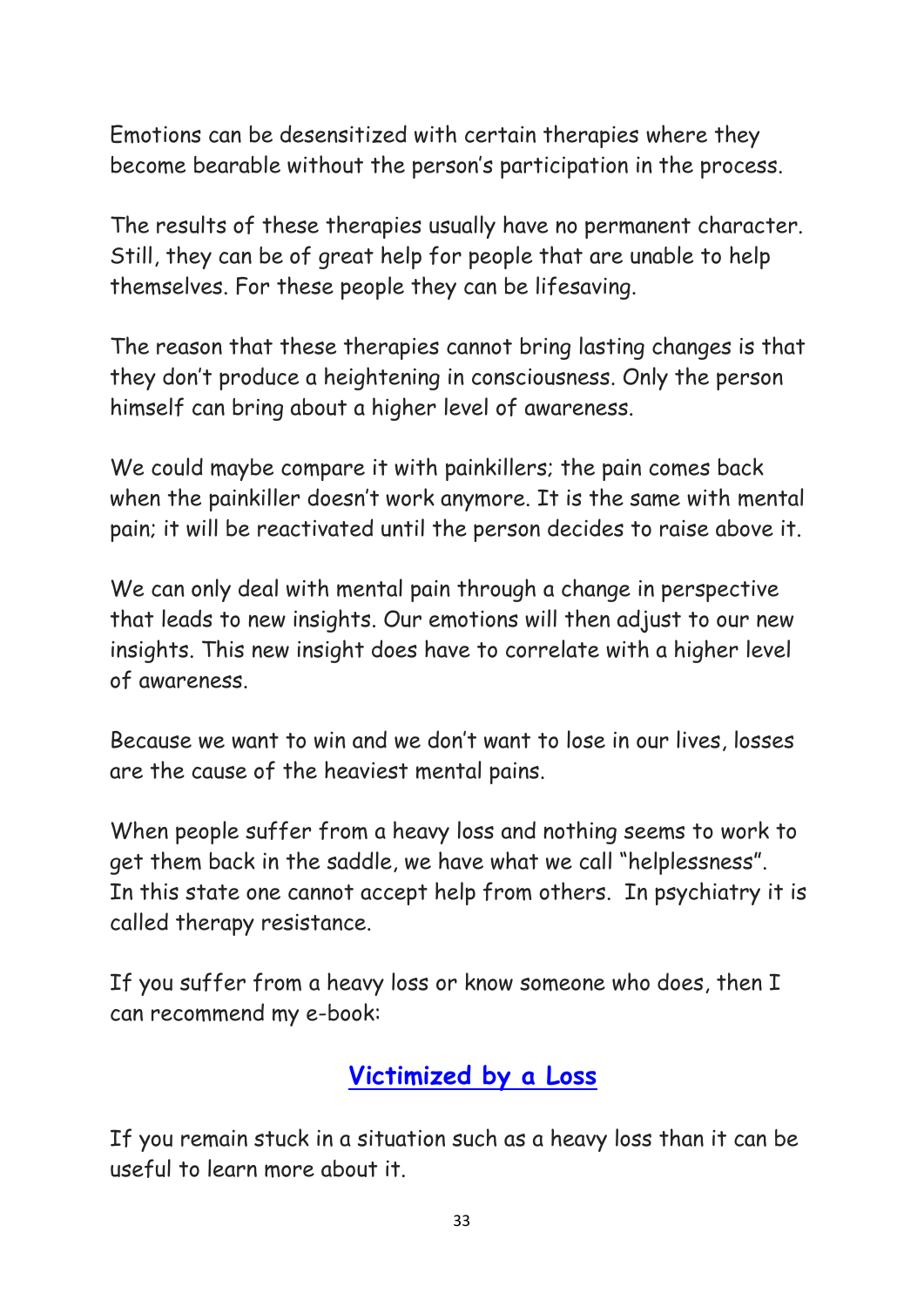Emotions can be desensitized with certain therapies where they become bearable without the person's participation in the process.

The results of these therapies usually have no permanent character. Still, they can be of great help for people that are unable to help themselves. For these people they can be lifesaving.

The reason that these therapies cannot bring lasting changes is that they don't produce a heightening in consciousness. Only the person himself can bring about a higher level of awareness.

We could maybe compare it with painkillers; the pain comes back when the painkiller doesn't work anymore. It is the same with mental pain; it will be reactivated until the person decides to raise above it.

We can only deal with mental pain through a change in perspective that leads to new insights. Our emotions will then adjust to our new insights. This new insight does have to correlate with a higher level of awareness.

Because we want to win and we don't want to lose in our lives, losses are the cause of the heaviest mental pains.

When people suffer from a heavy loss and nothing seems to work to get them back in the saddle, we have what we call "helplessness". In this state one cannot accept help from others. In psychiatry it is called therapy resistance.

If you suffer from a heavy loss or know someone who does, then I can recommend my e-book:

**Victimized by a Loss**

If you remain stuck in a situation such as a heavy loss than it can be useful to learn more about it.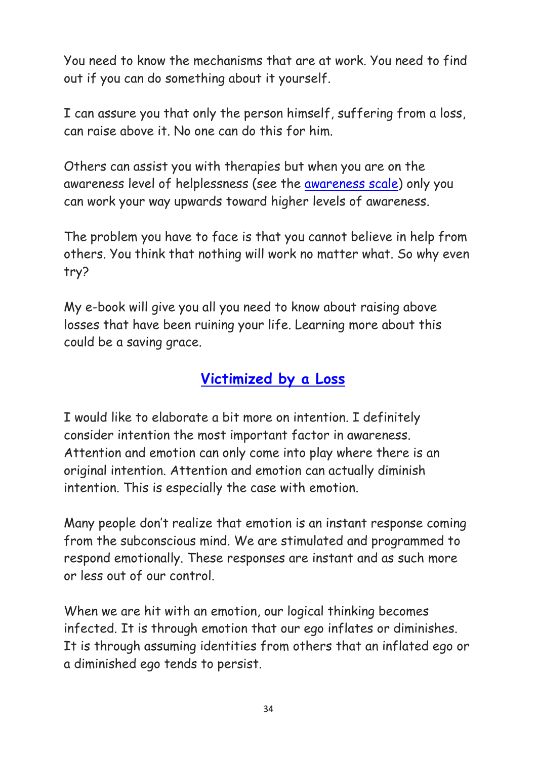You need to know the mechanisms that are at work. You need to find out if you can do something about it yourself.

I can assure you that only the person himself, suffering from a loss, can raise above it. No one can do this for him.

Others can assist you with therapies but when you are on the awareness level of helplessness (see the awareness scale) only you can work your way upwards toward higher levels of awareness.

The problem you have to face is that you cannot believe in help from others. You think that nothing will work no matter what. So why even try?

My e-book will give you all you need to know about raising above losses that have been ruining your life. Learning more about this could be a saving grace.

## Victimized by a Loss

I would like to elaborate a bit more on intention. I definitely consider intention the most important factor in awareness. Attention and emotion can only come into play where there is an original intention. Attention and emotion can actually diminish intention. This is especially the case with emotion.

Many people don't realize that emotion is an instant response coming from the subconscious mind. We are stimulated and programmed to respond emotionally. These responses are instant and as such more or less out of our control.

When we are hit with an emotion, our logical thinking becomes infected. It is through emotion that our ego inflates or diminishes. It is through assuming identities from others that an inflated ego or a diminished ego tends to persist.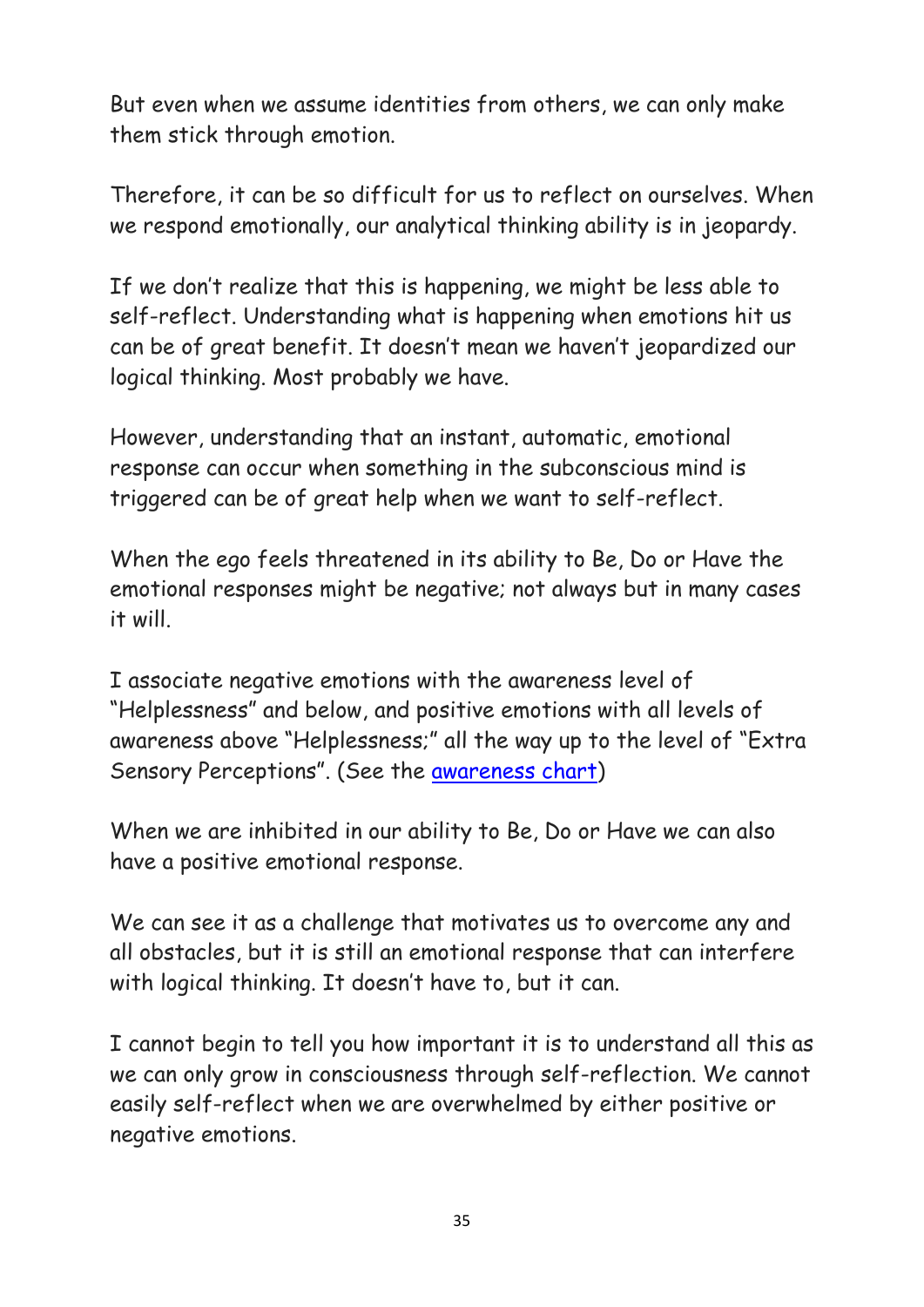But even when we assume identities from others, we can only make them stick through emotion.

Therefore, it can be so difficult for us to reflect on ourselves. When we respond emotionally, our analytical thinking ability is in jeopardy.

If we don't realize that this is happening, we might be less able to self-reflect. Understanding what is happening when emotions hit us can be of great benefit. It doesn't mean we haven't jeopardized our logical thinking. Most probably we have.

However, understanding that an instant, automatic, emotional response can occur when something in the subconscious mind is triggered can be of great help when we want to self-reflect.

When the ego feels threatened in its ability to Be, Do or Have the emotional responses might be negative; not always but in many cases it will.

I associate negative emotions with the awareness level of "Helplessness" and below, and positive emotions with all levels of awareness above "Helplessness;" all the way up to the level of "Extra Sensory Perceptions". (See the awareness chart)

When we are inhibited in our ability to Be, Do or Have we can also have a positive emotional response.

We can see it as a challenge that motivates us to overcome any and all obstacles, but it is still an emotional response that can interfere with logical thinking. It doesn't have to, but it can.

I cannot begin to tell you how important it is to understand all this as we can only grow in consciousness through self-reflection. We cannot easily self-reflect when we are overwhelmed by either positive or negative emotions.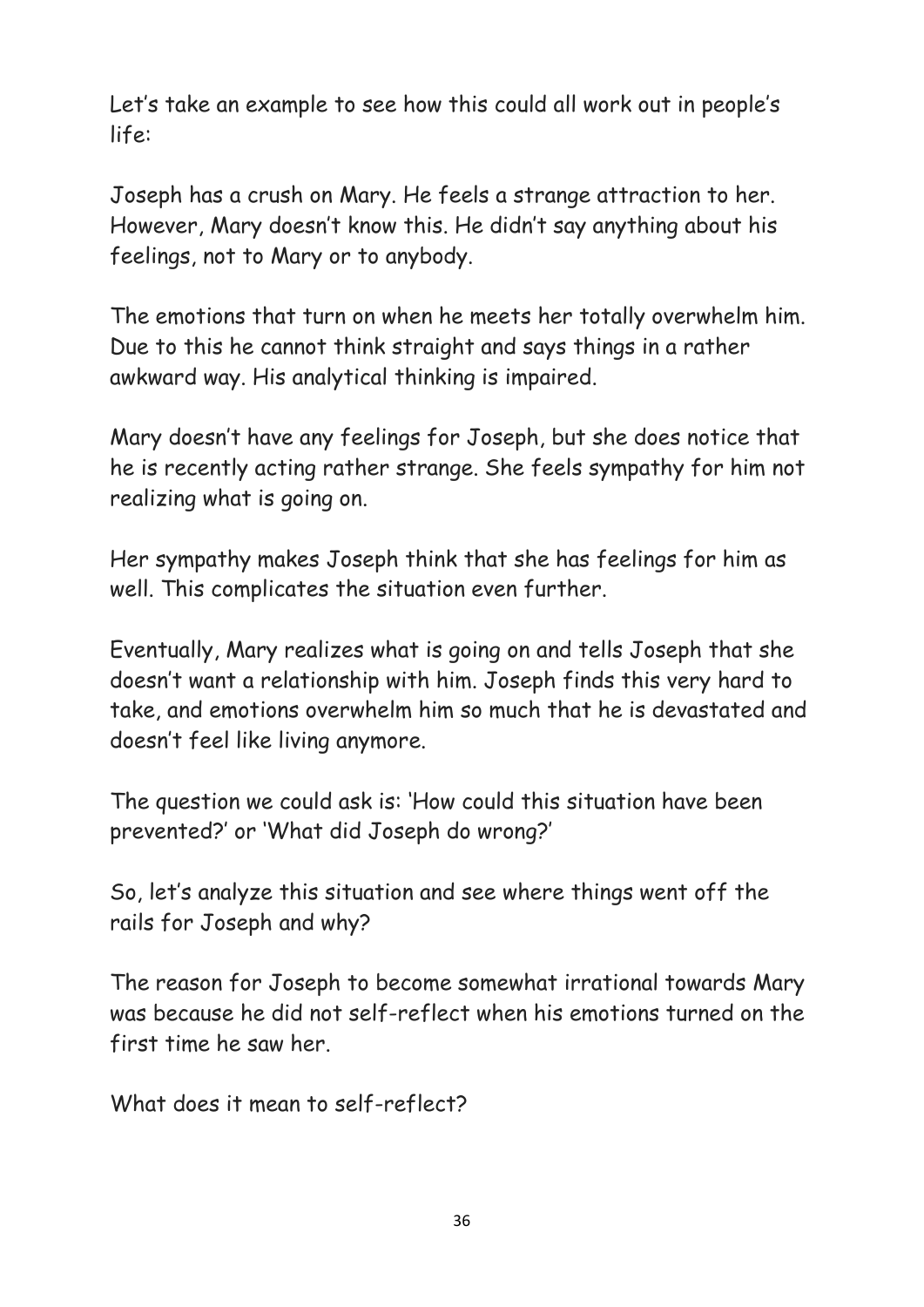Let’s take an example to see how this could all work out in people’s life:

Joseph has a crush on Mary. He feels a strange attraction to her. However, Mary doesn’t know this. He didn’t say anything about his feelings, not to Mary or to anybody.

The emotions that turn on when he meets her totally overwhelm him. Due to this he cannot think straight and says things in a rather awkward way. His analytical thinking is impaired.

Mary doesn’t have any feelings for Joseph, but she does notice that he is recently acting rather strange. She feels sympathy for him not realizing what is going on.

Her sympathy makes Joseph think that she has feelings for him as well. This complicates the situation even further.

Eventually, Mary realizes what is going on and tells Joseph that she doesn’t want a relationship with him. Joseph finds this very hard to take, and emotions overwhelm him so much that he is devastated and doesn’t feel like living anymore.

The question we could ask is: ‘How could this situation have been prevented?’ or ‘What did Joseph do wrong?’

So, let’s analyze this situation and see where things went off the rails for Joseph and why?

The reason for Joseph to become somewhat irrational towards Mary was because he did not self-reflect when his emotions turned on the first time he saw her.

What does it mean to self-reflect?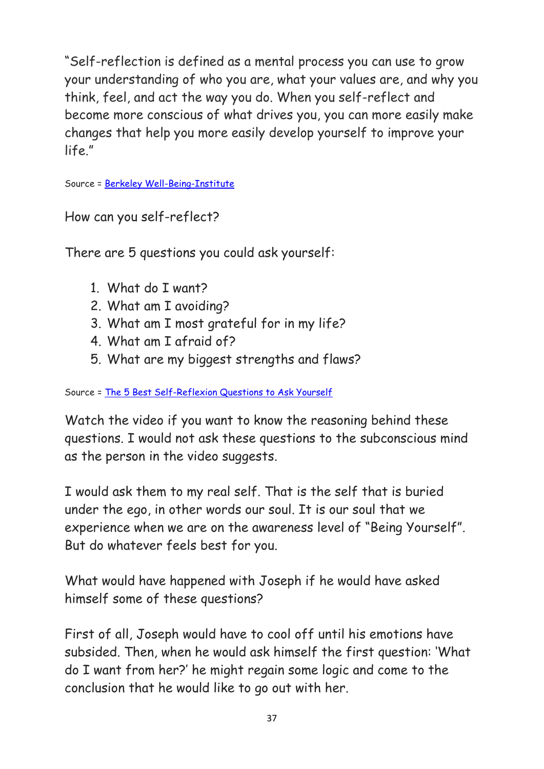"Self-reflection is defined as a mental process you can use to grow your understanding of who you are, what your values are, and why you think, feel, and act the way you do. When you self-reflect and become more conscious of what drives you, you can more easily make changes that help you more easily develop yourself to improve your life."

Source = [Berkeley Well-Being-Institute]()

How can you self-reflect?

There are 5 questions you could ask yourself:

1. What do I want?
2. What am I avoiding?
3. What am I most grateful for in my life?
4. What am I afraid of?
5. What are my biggest strengths and flaws?

Source = [The 5 Best Self-Reflexion Questions to Ask Yourself]()

Watch the video if you want to know the reasoning behind these questions. I would not ask these questions to the subconscious mind as the person in the video suggests.

I would ask them to my real self. That is the self that is buried under the ego, in other words our soul. It is our soul that we experience when we are on the awareness level of "Being Yourself". But do whatever feels best for you.

What would have happened with Joseph if he would have asked himself some of these questions?

First of all, Joseph would have to cool off until his emotions have subsided. Then, when he would ask himself the first question: 'What do I want from her?' he might regain some logic and come to the conclusion that he would like to go out with her.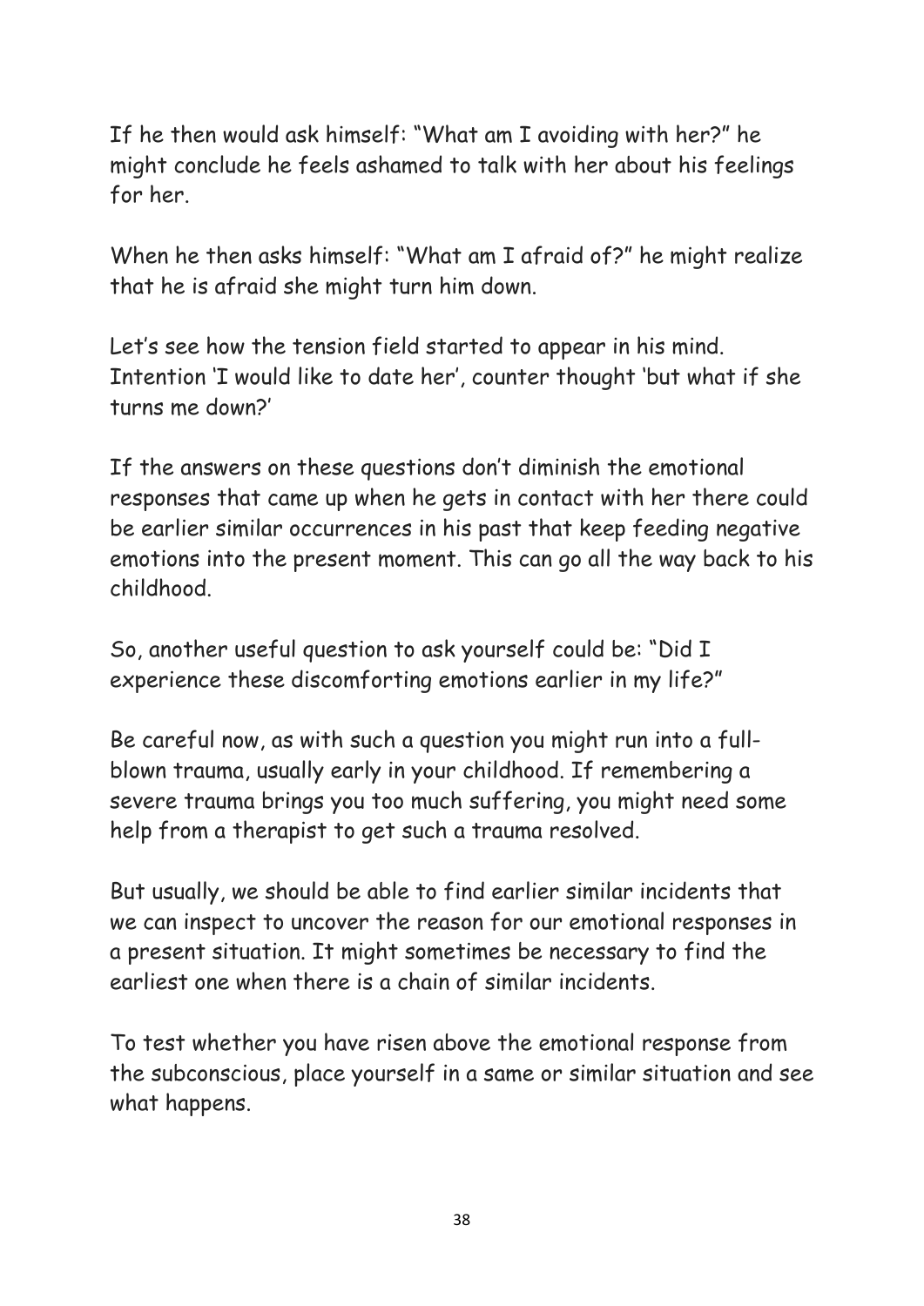If he then would ask himself: "What am I avoiding with her?" he might conclude he feels ashamed to talk with her about his feelings for her.

When he then asks himself: "What am I afraid of?" he might realize that he is afraid she might turn him down.

Let's see how the tension field started to appear in his mind. Intention 'I would like to date her', counter thought 'but what if she turns me down?'

If the answers on these questions don't diminish the emotional responses that came up when he gets in contact with her there could be earlier similar occurrences in his past that keep feeding negative emotions into the present moment. This can go all the way back to his childhood.

So, another useful question to ask yourself could be: "Did I experience these discomforting emotions earlier in my life?"

Be careful now, as with such a question you might run into a full-blown trauma, usually early in your childhood. If remembering a severe trauma brings you too much suffering, you might need some help from a therapist to get such a trauma resolved.

But usually, we should be able to find earlier similar incidents that we can inspect to uncover the reason for our emotional responses in a present situation. It might sometimes be necessary to find the earliest one when there is a chain of similar incidents.

To test whether you have risen above the emotional response from the subconscious, place yourself in a same or similar situation and see what happens.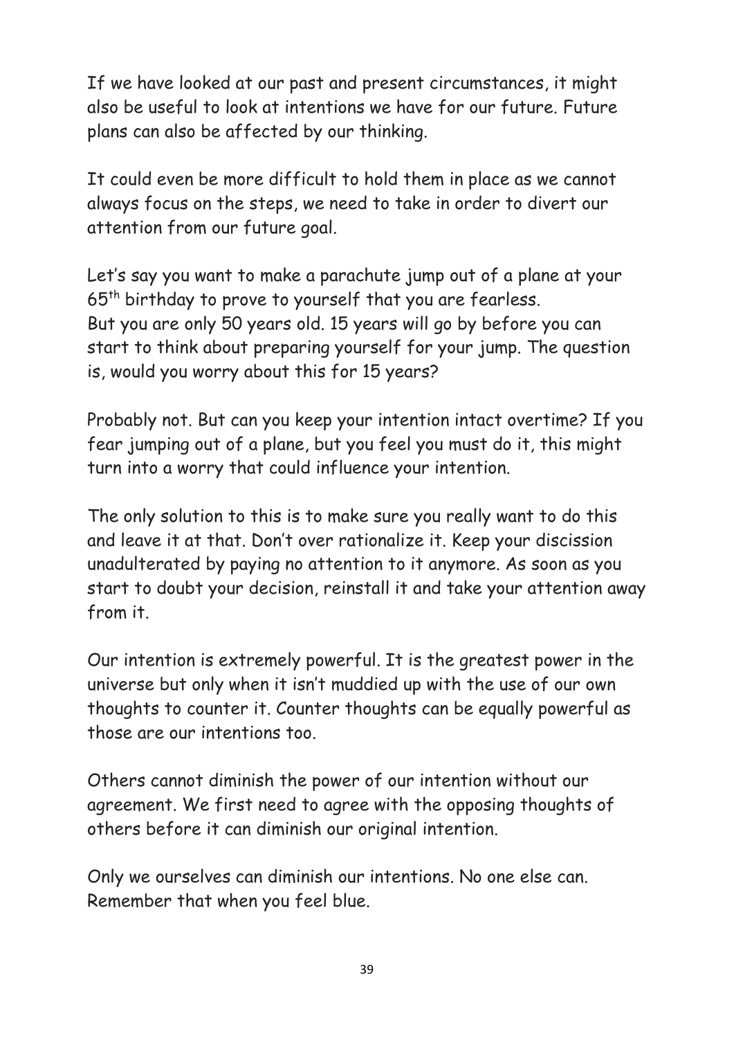If we have looked at our past and present circumstances, it might also be useful to look at intentions we have for our future. Future plans can also be affected by our thinking.

It could even be more difficult to hold them in place as we cannot always focus on the steps, we need to take in order to divert our attention from our future goal.

Let's say you want to make a parachute jump out of a plane at your 65th birthday to prove to yourself that you are fearless. But you are only 50 years old. 15 years will go by before you can start to think about preparing yourself for your jump. The question is, would you worry about this for 15 years?

Probably not. But can you keep your intention intact overtime? If you fear jumping out of a plane, but you feel you must do it, this might turn into a worry that could influence your intention.

The only solution to this is to make sure you really want to do this and leave it at that. Don't over rationalize it. Keep your discission unadulterated by paying no attention to it anymore. As soon as you start to doubt your decision, reinstall it and take your attention away from it.

Our intention is extremely powerful. It is the greatest power in the universe but only when it isn't muddied up with the use of our own thoughts to counter it. Counter thoughts can be equally powerful as those are our intentions too.

Others cannot diminish the power of our intention without our agreement. We first need to agree with the opposing thoughts of others before it can diminish our original intention.

Only we ourselves can diminish our intentions. No one else can. Remember that when you feel blue.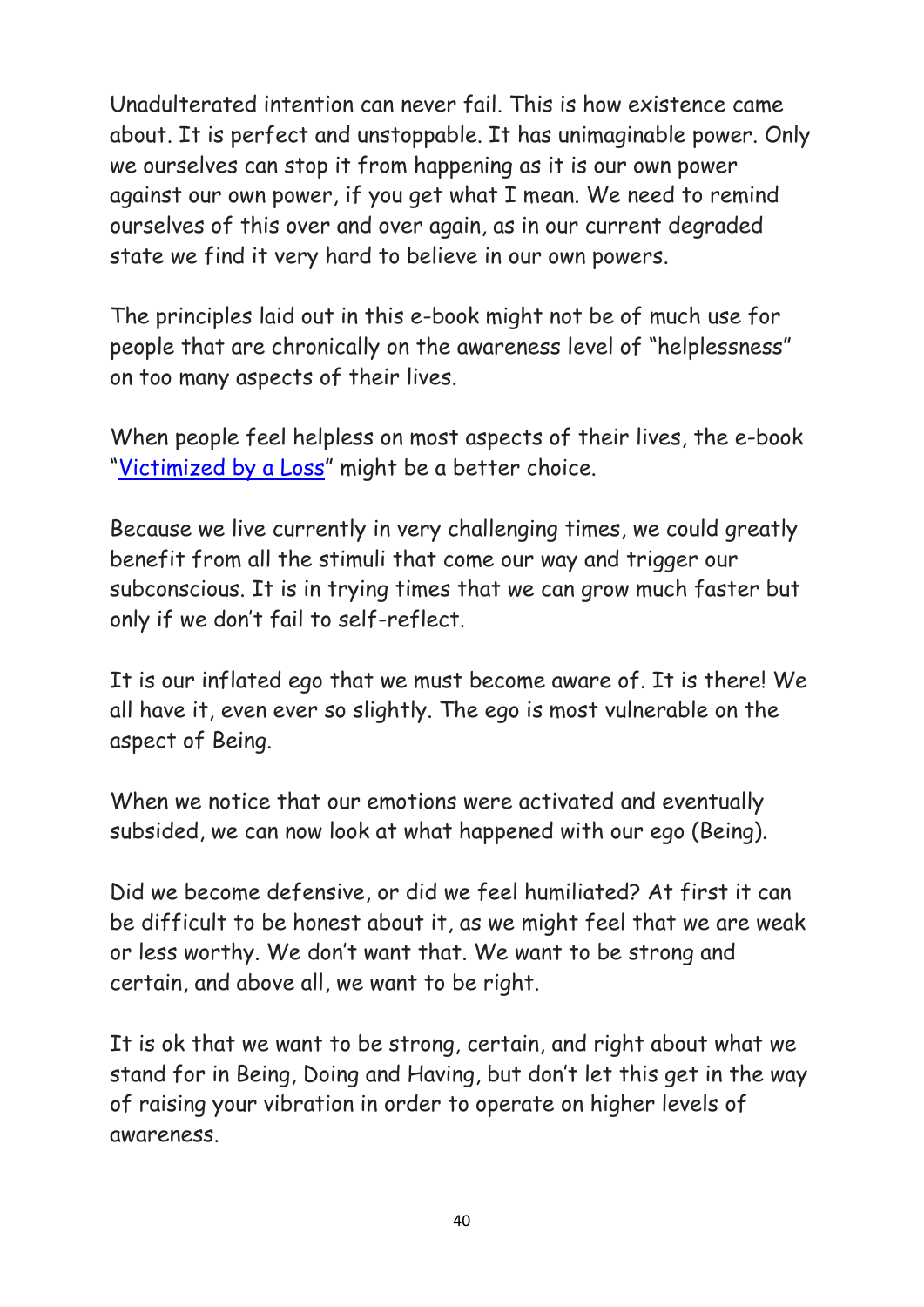Unadulterated intention can never fail. This is how existence came about. It is perfect and unstoppable. It has unimaginable power. Only we ourselves can stop it from happening as it is our own power against our own power, if you get what I mean. We need to remind ourselves of this over and over again, as in our current degraded state we find it very hard to believe in our own powers.

The principles laid out in this e-book might not be of much use for people that are chronically on the awareness level of "helplessness" on too many aspects of their lives.

When people feel helpless on most aspects of their lives, the e-book "Victimized by a Loss" might be a better choice.

Because we live currently in very challenging times, we could greatly benefit from all the stimuli that come our way and trigger our subconscious. It is in trying times that we can grow much faster but only if we don't fail to self-reflect.

It is our inflated ego that we must become aware of. It is there! We all have it, even ever so slightly. The ego is most vulnerable on the aspect of Being.

When we notice that our emotions were activated and eventually subsided, we can now look at what happened with our ego (Being).

Did we become defensive, or did we feel humiliated? At first it can be difficult to be honest about it, as we might feel that we are weak or less worthy. We don't want that. We want to be strong and certain, and above all, we want to be right.

It is ok that we want to be strong, certain, and right about what we stand for in Being, Doing and Having, but don't let this get in the way of raising your vibration in order to operate on higher levels of awareness.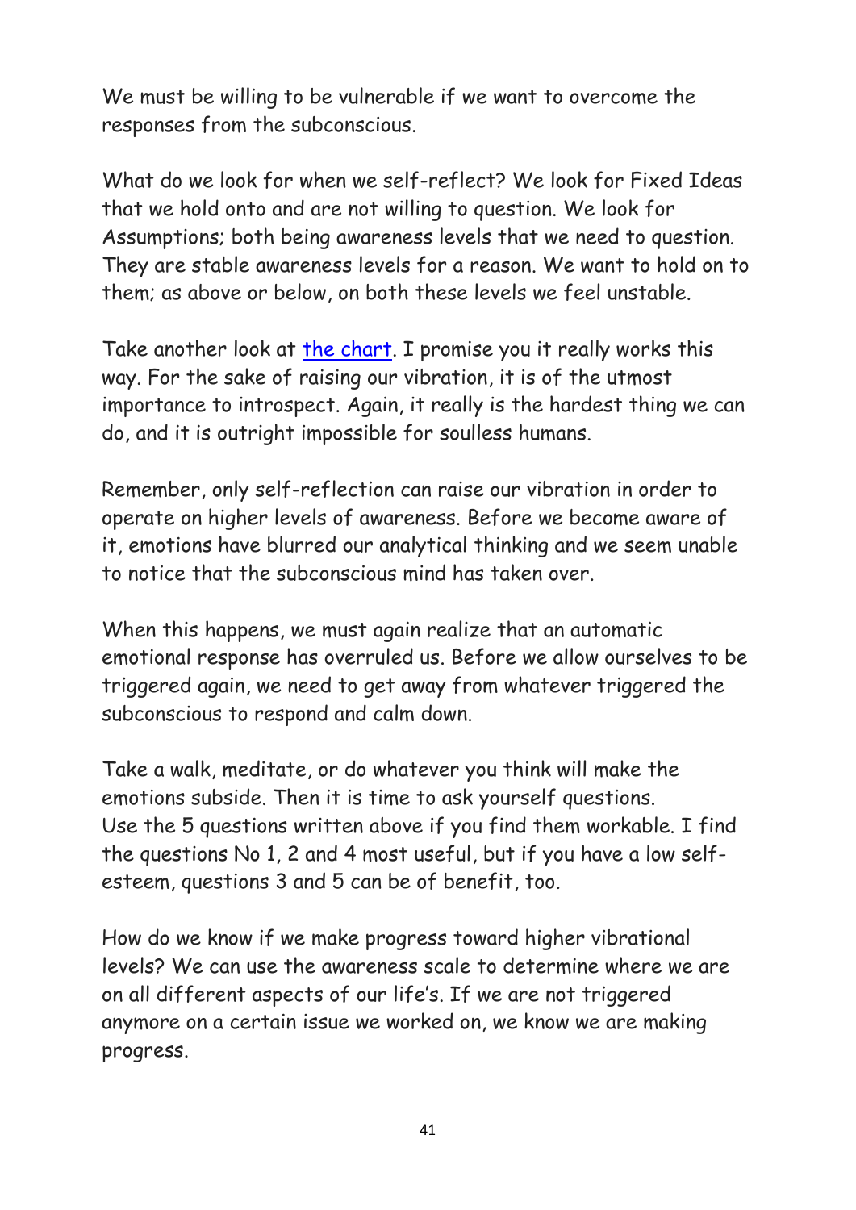We must be willing to be vulnerable if we want to overcome the responses from the subconscious.

What do we look for when we self-reflect? We look for Fixed Ideas that we hold onto and are not willing to question. We look for Assumptions; both being awareness levels that we need to question. They are stable awareness levels for a reason. We want to hold on to them; as above or below, on both these levels we feel unstable.

Take another look at [the chart](). I promise you it really works this way. For the sake of raising our vibration, it is of the utmost importance to introspect. Again, it really is the hardest thing we can do, and it is outright impossible for soulless humans.

Remember, only self-reflection can raise our vibration in order to operate on higher levels of awareness. Before we become aware of it, emotions have blurred our analytical thinking and we seem unable to notice that the subconscious mind has taken over.

When this happens, we must again realize that an automatic emotional response has overruled us. Before we allow ourselves to be triggered again, we need to get away from whatever triggered the subconscious to respond and calm down.

Take a walk, meditate, or do whatever you think will make the emotions subside. Then it is time to ask yourself questions. Use the 5 questions written above if you find them workable. I find the questions No 1, 2 and 4 most useful, but if you have a low self-esteem, questions 3 and 5 can be of benefit, too.

How do we know if we make progress toward higher vibrational levels? We can use the awareness scale to determine where we are on all different aspects of our life's. If we are not triggered anymore on a certain issue we worked on, we know we are making progress.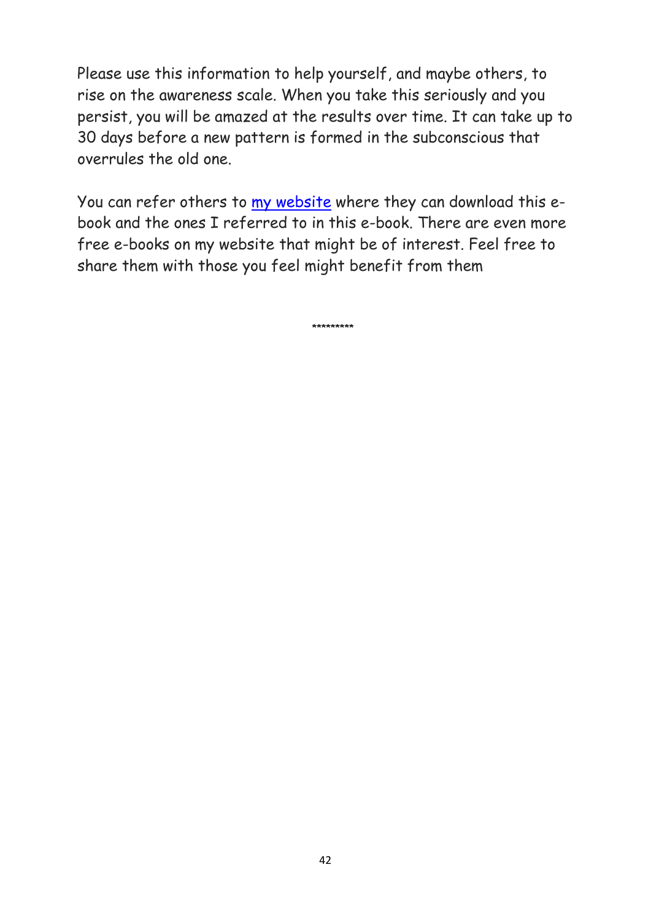Please use this information to help yourself, and maybe others, to rise on the awareness scale. When you take this seriously and you persist, you will be amazed at the results over time. It can take up to 30 days before a new pattern is formed in the subconscious that overrules the old one.

You can refer others to my website where they can download this e-book and the ones I referred to in this e-book. There are even more free e-books on my website that might be of interest. Feel free to share them with those you feel might benefit from them

*********